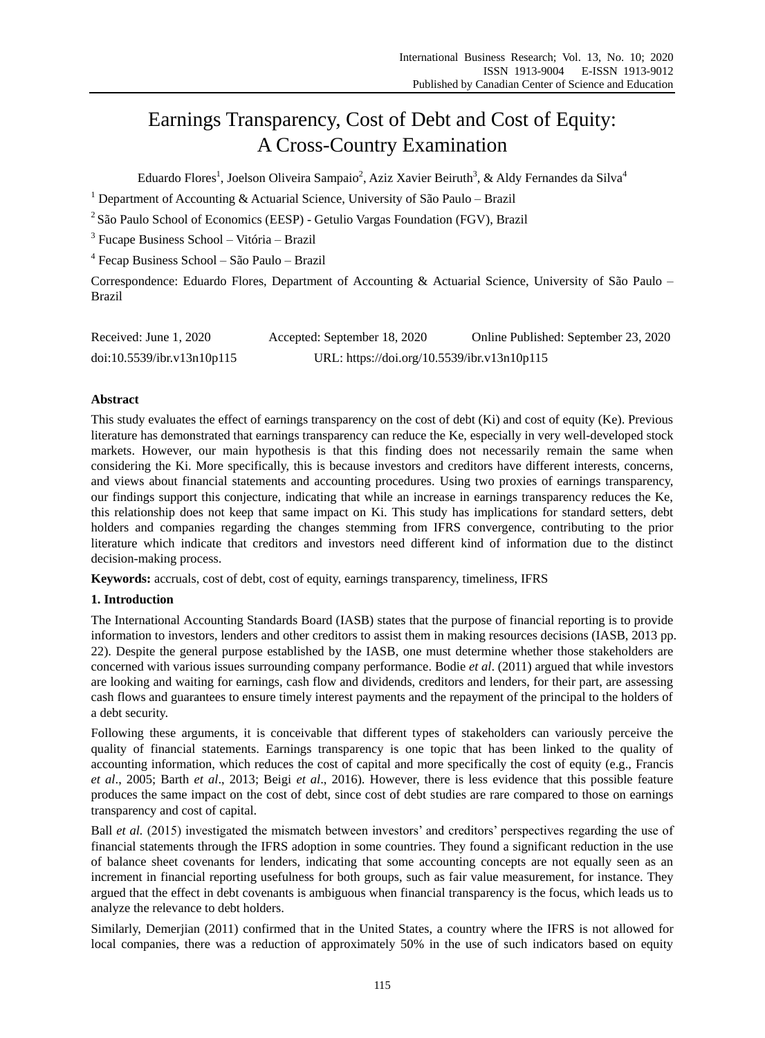# Earnings Transparency, Cost of Debt and Cost of Equity: A Cross-Country Examination

Eduardo Flores[1], Joelson Oliveira Sampaio[2], Aziz Xavier Beiruth[3], & Aldy Fernandes da Silva[4]

[1] Department of Accounting & Actuarial Science, University of São Paulo – Brazil

[2] São Paulo School of Economics (EESP) - Getulio Vargas Foundation (FGV), Brazil

[3] Fucape Business School – Vitória – Brazil

[4] Fecap Business School – São Paulo – Brazil

Correspondence: Eduardo Flores, Department of Accounting & Actuarial Science, University of São Paulo – Brazil

Received: June 1, 2020    Accepted: September 18, 2020    Online Published: September 23, 2020

doi:10.5539/ibr.v13n10p115    URL: https://doi.org/10.5539/ibr.v13n10p115

## Abstract

This study evaluates the effect of earnings transparency on the cost of debt (Ki) and cost of equity (Ke). Previous literature has demonstrated that earnings transparency can reduce the Ke, especially in very well-developed stock markets. However, our main hypothesis is that this finding does not necessarily remain the same when considering the Ki. More specifically, this is because investors and creditors have different interests, concerns, and views about financial statements and accounting procedures. Using two proxies of earnings transparency, our findings support this conjecture, indicating that while an increase in earnings transparency reduces the Ke, this relationship does not keep that same impact on Ki. This study has implications for standard setters, debt holders and companies regarding the changes stemming from IFRS convergence, contributing to the prior literature which indicate that creditors and investors need different kind of information due to the distinct decision-making process.

**Keywords:** accruals, cost of debt, cost of equity, earnings transparency, timeliness, IFRS

## 1. Introduction

The International Accounting Standards Board (IASB) states that the purpose of financial reporting is to provide information to investors, lenders and other creditors to assist them in making resources decisions (IASB, 2013 pp. 22). Despite the general purpose established by the IASB, one must determine whether those stakeholders are concerned with various issues surrounding company performance. Bodie *et al*. (2011) argued that while investors are looking and waiting for earnings, cash flow and dividends, creditors and lenders, for their part, are assessing cash flows and guarantees to ensure timely interest payments and the repayment of the principal to the holders of a debt security.

Following these arguments, it is conceivable that different types of stakeholders can variously perceive the quality of financial statements. Earnings transparency is one topic that has been linked to the quality of accounting information, which reduces the cost of capital and more specifically the cost of equity (e.g., Francis *et al*., 2005; Barth *et al*., 2013; Beigi *et al*., 2016). However, there is less evidence that this possible feature produces the same impact on the cost of debt, since cost of debt studies are rare compared to those on earnings transparency and cost of capital.

Ball *et al.* (2015) investigated the mismatch between investors' and creditors' perspectives regarding the use of financial statements through the IFRS adoption in some countries. They found a significant reduction in the use of balance sheet covenants for lenders, indicating that some accounting concepts are not equally seen as an increment in financial reporting usefulness for both groups, such as fair value measurement, for instance. They argued that the effect in debt covenants is ambiguous when financial transparency is the focus, which leads us to analyze the relevance to debt holders.

Similarly, Demerjian (2011) confirmed that in the United States, a country where the IFRS is not allowed for local companies, there was a reduction of approximately 50% in the use of such indicators based on equity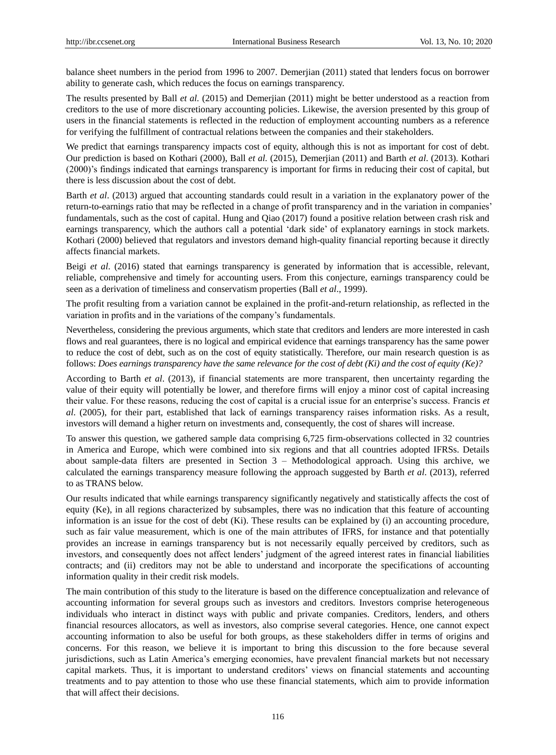balance sheet numbers in the period from 1996 to 2007. Demerjian (2011) stated that lenders focus on borrower ability to generate cash, which reduces the focus on earnings transparency.

The results presented by Ball *et al.* (2015) and Demerjian (2011) might be better understood as a reaction from creditors to the use of more discretionary accounting policies. Likewise, the aversion presented by this group of users in the financial statements is reflected in the reduction of employment accounting numbers as a reference for verifying the fulfillment of contractual relations between the companies and their stakeholders.

We predict that earnings transparency impacts cost of equity, although this is not as important for cost of debt. Our prediction is based on Kothari (2000), Ball *et al.* (2015), Demerjian (2011) and Barth *et al*. (2013). Kothari (2000)'s findings indicated that earnings transparency is important for firms in reducing their cost of capital, but there is less discussion about the cost of debt.

Barth *et al*. (2013) argued that accounting standards could result in a variation in the explanatory power of the return-to-earnings ratio that may be reflected in a change of profit transparency and in the variation in companies' fundamentals, such as the cost of capital. Hung and Qiao (2017) found a positive relation between crash risk and earnings transparency, which the authors call a potential 'dark side' of explanatory earnings in stock markets. Kothari (2000) believed that regulators and investors demand high-quality financial reporting because it directly affects financial markets.

Beigi *et al*. (2016) stated that earnings transparency is generated by information that is accessible, relevant, reliable, comprehensive and timely for accounting users. From this conjecture, earnings transparency could be seen as a derivation of timeliness and conservatism properties (Ball *et al*., 1999).

The profit resulting from a variation cannot be explained in the profit-and-return relationship, as reflected in the variation in profits and in the variations of the company's fundamentals.

Nevertheless, considering the previous arguments, which state that creditors and lenders are more interested in cash flows and real guarantees, there is no logical and empirical evidence that earnings transparency has the same power to reduce the cost of debt, such as on the cost of equity statistically. Therefore, our main research question is as follows: *Does earnings transparency have the same relevance for the cost of debt (Ki) and the cost of equity (Ke)?*

According to Barth *et al*. (2013), if financial statements are more transparent, then uncertainty regarding the value of their equity will potentially be lower, and therefore firms will enjoy a minor cost of capital increasing their value. For these reasons, reducing the cost of capital is a crucial issue for an enterprise's success. Francis *et al.* (2005), for their part, established that lack of earnings transparency raises information risks. As a result, investors will demand a higher return on investments and, consequently, the cost of shares will increase.

To answer this question, we gathered sample data comprising 6,725 firm-observations collected in 32 countries in America and Europe, which were combined into six regions and that all countries adopted IFRSs. Details about sample-data filters are presented in Section 3 – Methodological approach. Using this archive, we calculated the earnings transparency measure following the approach suggested by Barth *et al.* (2013), referred to as TRANS below.

Our results indicated that while earnings transparency significantly negatively and statistically affects the cost of equity (Ke), in all regions characterized by subsamples, there was no indication that this feature of accounting information is an issue for the cost of debt (Ki). These results can be explained by (i) an accounting procedure, such as fair value measurement, which is one of the main attributes of IFRS, for instance and that potentially provides an increase in earnings transparency but is not necessarily equally perceived by creditors, such as investors, and consequently does not affect lenders' judgment of the agreed interest rates in financial liabilities contracts; and (ii) creditors may not be able to understand and incorporate the specifications of accounting information quality in their credit risk models.

The main contribution of this study to the literature is based on the difference conceptualization and relevance of accounting information for several groups such as investors and creditors. Investors comprise heterogeneous individuals who interact in distinct ways with public and private companies. Creditors, lenders, and others financial resources allocators, as well as investors, also comprise several categories. Hence, one cannot expect accounting information to also be useful for both groups, as these stakeholders differ in terms of origins and concerns. For this reason, we believe it is important to bring this discussion to the fore because several jurisdictions, such as Latin America's emerging economies, have prevalent financial markets but not necessary capital markets. Thus, it is important to understand creditors' views on financial statements and accounting treatments and to pay attention to those who use these financial statements, which aim to provide information that will affect their decisions.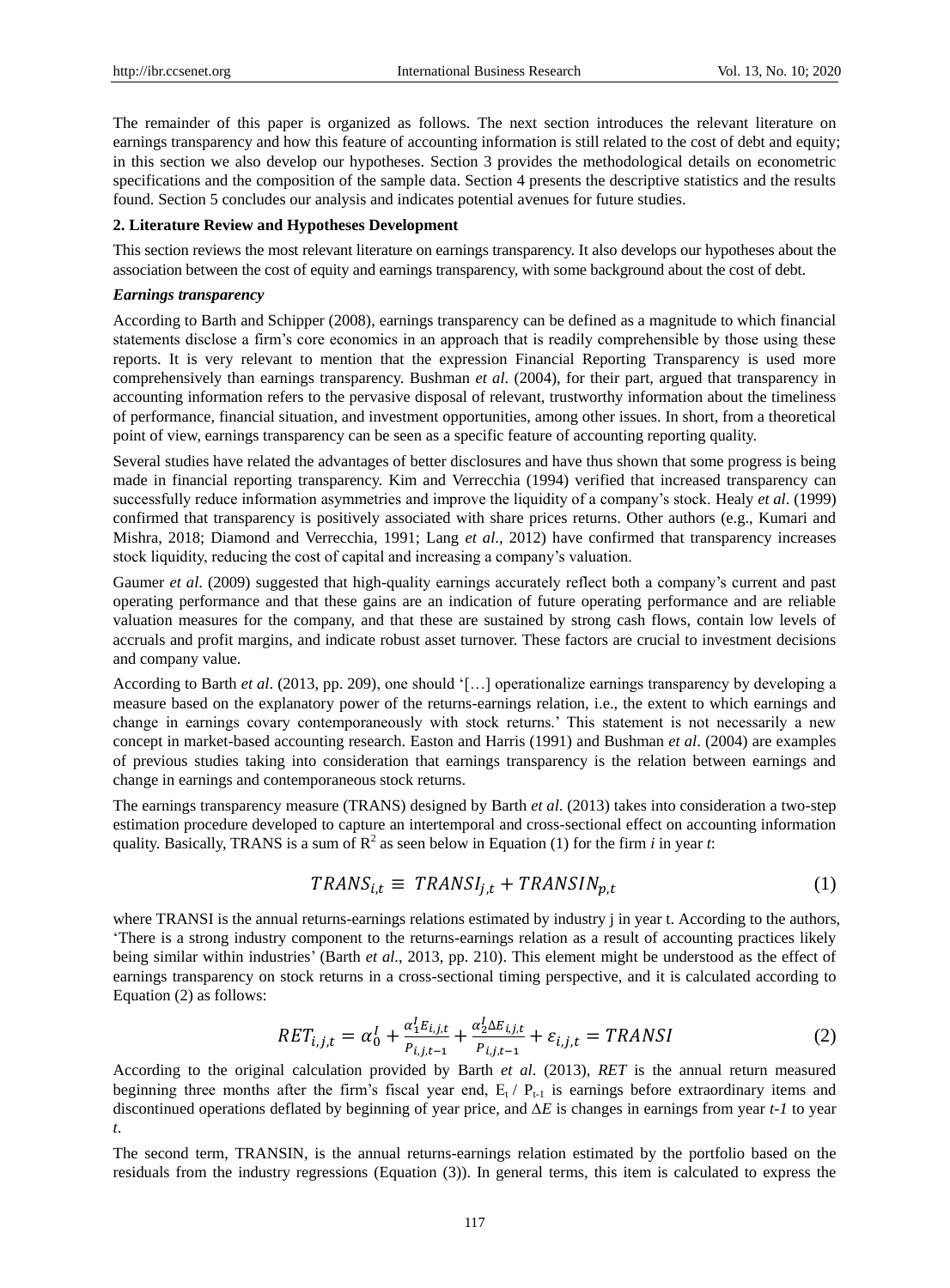The remainder of this paper is organized as follows. The next section introduces the relevant literature on earnings transparency and how this feature of accounting information is still related to the cost of debt and equity; in this section we also develop our hypotheses. Section 3 provides the methodological details on econometric specifications and the composition of the sample data. Section 4 presents the descriptive statistics and the results found. Section 5 concludes our analysis and indicates potential avenues for future studies.

## 2. Literature Review and Hypotheses Development

This section reviews the most relevant literature on earnings transparency. It also develops our hypotheses about the association between the cost of equity and earnings transparency, with some background about the cost of debt.

### *Earnings transparency*

According to Barth and Schipper (2008), earnings transparency can be defined as a magnitude to which financial statements disclose a firm's core economics in an approach that is readily comprehensible by those using these reports. It is very relevant to mention that the expression Financial Reporting Transparency is used more comprehensively than earnings transparency. Bushman *et al*. (2004), for their part, argued that transparency in accounting information refers to the pervasive disposal of relevant, trustworthy information about the timeliness of performance, financial situation, and investment opportunities, among other issues. In short, from a theoretical point of view, earnings transparency can be seen as a specific feature of accounting reporting quality.

Several studies have related the advantages of better disclosures and have thus shown that some progress is being made in financial reporting transparency. Kim and Verrecchia (1994) verified that increased transparency can successfully reduce information asymmetries and improve the liquidity of a company's stock. Healy *et al*. (1999) confirmed that transparency is positively associated with share prices returns. Other authors (e.g., Kumari and Mishra, 2018; Diamond and Verrecchia, 1991; Lang *et al*., 2012) have confirmed that transparency increases stock liquidity, reducing the cost of capital and increasing a company's valuation.

Gaumer *et al*. (2009) suggested that high-quality earnings accurately reflect both a company's current and past operating performance and that these gains are an indication of future operating performance and are reliable valuation measures for the company, and that these are sustained by strong cash flows, contain low levels of accruals and profit margins, and indicate robust asset turnover. These factors are crucial to investment decisions and company value.

According to Barth *et al*. (2013, pp. 209), one should '[…] operationalize earnings transparency by developing a measure based on the explanatory power of the returns-earnings relation, i.e., the extent to which earnings and change in earnings covary contemporaneously with stock returns.' This statement is not necessarily a new concept in market-based accounting research. Easton and Harris (1991) and Bushman *et al*. (2004) are examples of previous studies taking into consideration that earnings transparency is the relation between earnings and change in earnings and contemporaneous stock returns.

The earnings transparency measure (TRANS) designed by Barth *et al*. (2013) takes into consideration a two-step estimation procedure developed to capture an intertemporal and cross-sectional effect on accounting information quality. Basically, TRANS is a sum of $R^2$ as seen below in Equation (1) for the firm *i* in year *t*:

$$TRANS_{i,t} \equiv TRANSI_{j,t} + TRANSIN_{p,t} \tag{1}$$

where TRANSI is the annual returns-earnings relations estimated by industry j in year t. According to the authors, 'There is a strong industry component to the returns-earnings relation as a result of accounting practices likely being similar within industries' (Barth *et al*., 2013, pp. 210). This element might be understood as the effect of earnings transparency on stock returns in a cross-sectional timing perspective, and it is calculated according to Equation (2) as follows:

$$RET_{i,j,t} = \alpha_0^I + \frac{\alpha_1^I E_{i,j,t}}{P_{i,j,t-1}} + \frac{\alpha_2^I \Delta E_{i,j,t}}{P_{i,j,t-1}} + \varepsilon_{i,j,t} = TRANSI \tag{2}$$

According to the original calculation provided by Barth *et al*. (2013), *RET* is the annual return measured beginning three months after the firm's fiscal year end, $E_t$ / $P_{t-1}$ is earnings before extraordinary items and discontinued operations deflated by beginning of year price, and $\Delta E$ is changes in earnings from year *t-1* to year *t*.

The second term, TRANSIN, is the annual returns-earnings relation estimated by the portfolio based on the residuals from the industry regressions (Equation (3)). In general terms, this item is calculated to express the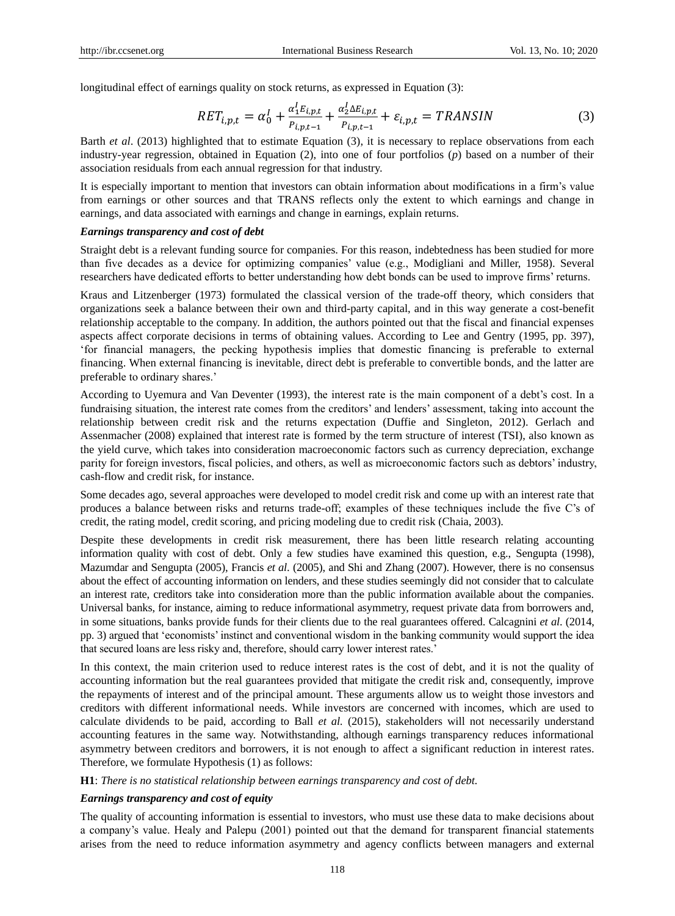longitudinal effect of earnings quality on stock returns, as expressed in Equation (3):

$$RET_{i,p,t} = \alpha_0^I + \frac{\alpha_1^I E_{i,p,t}}{P_{i,p,t-1}} + \frac{\alpha_2^I \Delta E_{i,p,t}}{P_{i,p,t-1}} + \varepsilon_{i,p,t} = TRANSIN \quad (3)$$

Barth *et al*. (2013) highlighted that to estimate Equation (3), it is necessary to replace observations from each industry-year regression, obtained in Equation (2), into one of four portfolios (*p*) based on a number of their association residuals from each annual regression for that industry.

It is especially important to mention that investors can obtain information about modifications in a firm's value from earnings or other sources and that TRANS reflects only the extent to which earnings and change in earnings, and data associated with earnings and change in earnings, explain returns.

### *Earnings transparency and cost of debt*

Straight debt is a relevant funding source for companies. For this reason, indebtedness has been studied for more than five decades as a device for optimizing companies' value (e.g., Modigliani and Miller, 1958). Several researchers have dedicated efforts to better understanding how debt bonds can be used to improve firms' returns.

Kraus and Litzenberger (1973) formulated the classical version of the trade-off theory, which considers that organizations seek a balance between their own and third-party capital, and in this way generate a cost-benefit relationship acceptable to the company. In addition, the authors pointed out that the fiscal and financial expenses aspects affect corporate decisions in terms of obtaining values. According to Lee and Gentry (1995, pp. 397), 'for financial managers, the pecking hypothesis implies that domestic financing is preferable to external financing. When external financing is inevitable, direct debt is preferable to convertible bonds, and the latter are preferable to ordinary shares.'

According to Uyemura and Van Deventer (1993), the interest rate is the main component of a debt's cost. In a fundraising situation, the interest rate comes from the creditors' and lenders' assessment, taking into account the relationship between credit risk and the returns expectation (Duffie and Singleton, 2012). Gerlach and Assenmacher (2008) explained that interest rate is formed by the term structure of interest (TSI), also known as the yield curve, which takes into consideration macroeconomic factors such as currency depreciation, exchange parity for foreign investors, fiscal policies, and others, as well as microeconomic factors such as debtors' industry, cash-flow and credit risk, for instance.

Some decades ago, several approaches were developed to model credit risk and come up with an interest rate that produces a balance between risks and returns trade-off; examples of these techniques include the five C's of credit, the rating model, credit scoring, and pricing modeling due to credit risk (Chaia, 2003).

Despite these developments in credit risk measurement, there has been little research relating accounting information quality with cost of debt. Only a few studies have examined this question, e.g., Sengupta (1998), Mazumdar and Sengupta (2005), Francis *et al*. (2005), and Shi and Zhang (2007). However, there is no consensus about the effect of accounting information on lenders, and these studies seemingly did not consider that to calculate an interest rate, creditors take into consideration more than the public information available about the companies. Universal banks, for instance, aiming to reduce informational asymmetry, request private data from borrowers and, in some situations, banks provide funds for their clients due to the real guarantees offered. Calcagnini *et al*. (2014, pp. 3) argued that 'economists' instinct and conventional wisdom in the banking community would support the idea that secured loans are less risky and, therefore, should carry lower interest rates.'

In this context, the main criterion used to reduce interest rates is the cost of debt, and it is not the quality of accounting information but the real guarantees provided that mitigate the credit risk and, consequently, improve the repayments of interest and of the principal amount. These arguments allow us to weight those investors and creditors with different informational needs. While investors are concerned with incomes, which are used to calculate dividends to be paid, according to Ball *et al.* (2015), stakeholders will not necessarily understand accounting features in the same way. Notwithstanding, although earnings transparency reduces informational asymmetry between creditors and borrowers, it is not enough to affect a significant reduction in interest rates. Therefore, we formulate Hypothesis (1) as follows:

**H1**: *There is no statistical relationship between earnings transparency and cost of debt.*

### *Earnings transparency and cost of equity*

The quality of accounting information is essential to investors, who must use these data to make decisions about a company's value. Healy and Palepu (2001) pointed out that the demand for transparent financial statements arises from the need to reduce information asymmetry and agency conflicts between managers and external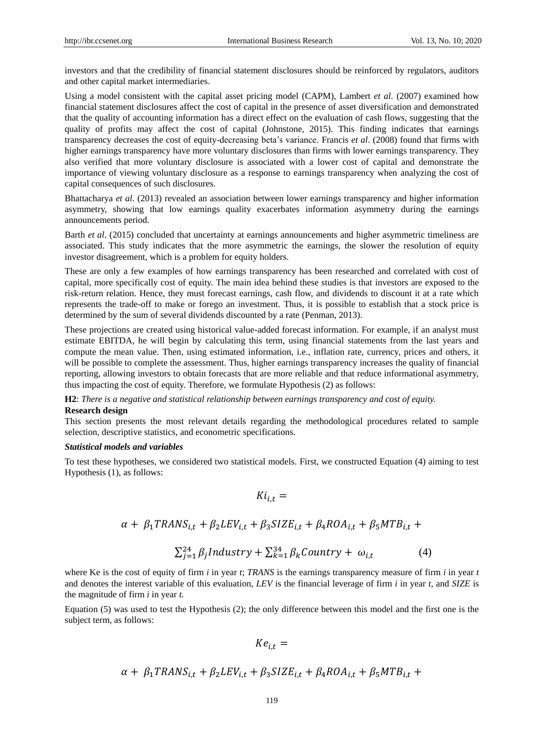investors and that the credibility of financial statement disclosures should be reinforced by regulators, auditors and other capital market intermediaries.

Using a model consistent with the capital asset pricing model (CAPM), Lambert *et al*. (2007) examined how financial statement disclosures affect the cost of capital in the presence of asset diversification and demonstrated that the quality of accounting information has a direct effect on the evaluation of cash flows, suggesting that the quality of profits may affect the cost of capital (Johnstone, 2015). This finding indicates that earnings transparency decreases the cost of equity-decreasing beta's variance. Francis *et al*. (2008) found that firms with higher earnings transparency have more voluntary disclosures than firms with lower earnings transparency. They also verified that more voluntary disclosure is associated with a lower cost of capital and demonstrate the importance of viewing voluntary disclosure as a response to earnings transparency when analyzing the cost of capital consequences of such disclosures.

Bhattacharya *et al*. (2013) revealed an association between lower earnings transparency and higher information asymmetry, showing that low earnings quality exacerbates information asymmetry during the earnings announcements period.

Barth *et al*. (2015) concluded that uncertainty at earnings announcements and higher asymmetric timeliness are associated. This study indicates that the more asymmetric the earnings, the slower the resolution of equity investor disagreement, which is a problem for equity holders.

These are only a few examples of how earnings transparency has been researched and correlated with cost of capital, more specifically cost of equity. The main idea behind these studies is that investors are exposed to the risk-return relation. Hence, they must forecast earnings, cash flow, and dividends to discount it at a rate which represents the trade-off to make or forego an investment. Thus, it is possible to establish that a stock price is determined by the sum of several dividends discounted by a rate (Penman, 2013).

These projections are created using historical value-added forecast information. For example, if an analyst must estimate EBITDA, he will begin by calculating this term, using financial statements from the last years and compute the mean value. Then, using estimated information, i.e., inflation rate, currency, prices and others, it will be possible to complete the assessment. Thus, higher earnings transparency increases the quality of financial reporting, allowing investors to obtain forecasts that are more reliable and that reduce informational asymmetry, thus impacting the cost of equity. Therefore, we formulate Hypothesis (2) as follows:

**H2**: *There is a negative and statistical relationship between earnings transparency and cost of equity.*

## Research design

This section presents the most relevant details regarding the methodological procedures related to sample selection, descriptive statistics, and econometric specifications.

### *Statistical models and variables*

To test these hypotheses, we considered two statistical models. First, we constructed Equation (4) aiming to test Hypothesis (1), as follows:

$$Ki_{i,t} =$$

$$\alpha + \beta_1 TRANS_{i,t} + \beta_2 LEV_{i,t} + \beta_3 SIZE_{i,t} + \beta_4 ROA_{i,t} + \beta_5 MTB_{i,t} +$$

$$\sum_{j=1}^{24} \beta_j Industry + \sum_{k=1}^{34} \beta_k Country + \omega_{i,t} \qquad (4)$$

where Ke is the cost of equity of firm *i* in year *t*; *TRANS* is the earnings transparency measure of firm *i* in year *t* and denotes the interest variable of this evaluation, *LEV* is the financial leverage of firm *i* in year *t*, and *SIZE* is the magnitude of firm *i* in year *t.*

Equation (5) was used to test the Hypothesis (2); the only difference between this model and the first one is the subject term, as follows:

$$Ke_{i,t} =$$

$$\alpha + \beta_1 TRANS_{i,t} + \beta_2 LEV_{i,t} + \beta_3 SIZE_{i,t} + \beta_4 ROA_{i,t} + \beta_5 MTB_{i,t} +$$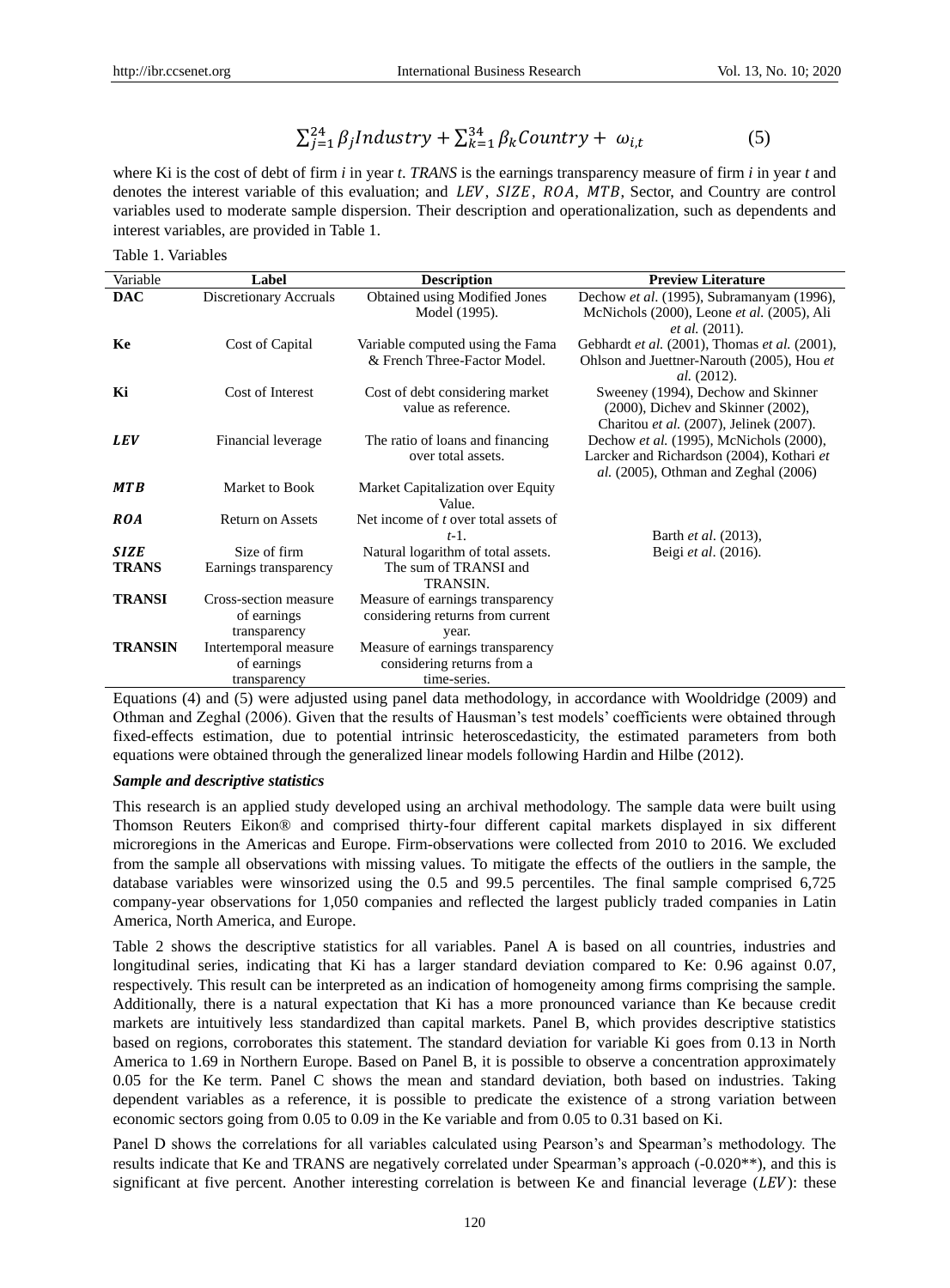$$\sum_{j=1}^{24} \beta_j Industry + \sum_{k=1}^{34} \beta_k Country + \omega_{i,t} \qquad (5)$$

where Ki is the cost of debt of firm *i* in year *t*. *TRANS* is the earnings transparency measure of firm *i* in year *t* and denotes the interest variable of this evaluation; and $LEV$, $SIZE$, $ROA$, $MTB$, Sector, and Country are control variables used to moderate sample dispersion. Their description and operationalization, such as dependents and interest variables, are provided in Table 1.

Table 1. Variables

| Variable | Label | Description | Preview Literature |
|---|---|---|---|
| **DAC** | Discretionary Accruals | Obtained using Modified Jones Model (1995). | Dechow *et al*. (1995), Subramanyam (1996), McNichols (2000), Leone *et al.* (2005), Ali *et al.* (2011). |
| **Ke** | Cost of Capital | Variable computed using the Fama & French Three-Factor Model. | Gebhardt *et al.* (2001), Thomas *et al.* (2001), Ohlson and Juettner-Narouth (2005), Hou *et al.* (2012). |
| **Ki** | Cost of Interest | Cost of debt considering market value as reference. | Sweeney (1994), Dechow and Skinner (2000), Dichev and Skinner (2002), Charitou *et al.* (2007), Jelinek (2007). |
| ***LEV*** | Financial leverage | The ratio of loans and financing over total assets. | Dechow *et al.* (1995), McNichols (2000), Larcker and Richardson (2004), Kothari *et al.* (2005), Othman and Zeghal (2006) |
| ***MTB*** | Market to Book | Market Capitalization over Equity Value. | |
| ***ROA*** | Return on Assets | Net income of *t* over total assets of *t*-1. | Barth *et al*. (2013), |
| ***SIZE*** | Size of firm | Natural logarithm of total assets. | Beigi *et al*. (2016). |
| **TRANS** | Earnings transparency | The sum of TRANSI and TRANSIN. | |
| **TRANSI** | Cross-section measure of earnings transparency | Measure of earnings transparency considering returns from current year. | |
| **TRANSIN** | Intertemporal measure of earnings transparency | Measure of earnings transparency considering returns from a time-series. | |

Equations (4) and (5) were adjusted using panel data methodology, in accordance with Wooldridge (2009) and Othman and Zeghal (2006). Given that the results of Hausman's test models' coefficients were obtained through fixed-effects estimation, due to potential intrinsic heteroscedasticity, the estimated parameters from both equations were obtained through the generalized linear models following Hardin and Hilbe (2012).

***Sample and descriptive statistics***

This research is an applied study developed using an archival methodology. The sample data were built using Thomson Reuters Eikon® and comprised thirty-four different capital markets displayed in six different microregions in the Americas and Europe. Firm-observations were collected from 2010 to 2016. We excluded from the sample all observations with missing values. To mitigate the effects of the outliers in the sample, the database variables were winsorized using the 0.5 and 99.5 percentiles. The final sample comprised 6,725 company-year observations for 1,050 companies and reflected the largest publicly traded companies in Latin America, North America, and Europe.

Table 2 shows the descriptive statistics for all variables. Panel A is based on all countries, industries and longitudinal series, indicating that Ki has a larger standard deviation compared to Ke: 0.96 against 0.07, respectively. This result can be interpreted as an indication of homogeneity among firms comprising the sample. Additionally, there is a natural expectation that Ki has a more pronounced variance than Ke because credit markets are intuitively less standardized than capital markets. Panel B, which provides descriptive statistics based on regions, corroborates this statement. The standard deviation for variable Ki goes from 0.13 in North America to 1.69 in Northern Europe. Based on Panel B, it is possible to observe a concentration approximately 0.05 for the Ke term. Panel C shows the mean and standard deviation, both based on industries. Taking dependent variables as a reference, it is possible to predicate the existence of a strong variation between economic sectors going from 0.05 to 0.09 in the Ke variable and from 0.05 to 0.31 based on Ki.

Panel D shows the correlations for all variables calculated using Pearson's and Spearman's methodology. The results indicate that Ke and TRANS are negatively correlated under Spearman's approach (-0.020**), and this is significant at five percent. Another interesting correlation is between Ke and financial leverage ($LEV$): these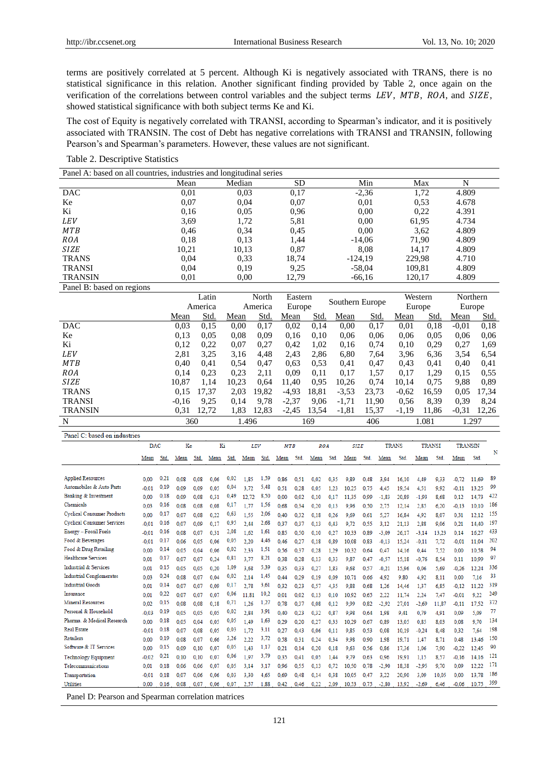terms are positively correlated at 5 percent. Although Ki is negatively associated with TRANS, there is no statistical significance in this relation. Another significant finding provided by Table 2, once again on the verification of the correlations between control variables and the subject terms *LEV*, *MTB*, *ROA*, and *SIZE*, showed statistical significance with both subject terms Ke and Ki.

The cost of Equity is negatively correlated with TRANSI, according to Spearman's indicator, and it is positively associated with TRANSIN. The cost of Debt has negative correlations with TRANSI and TRANSIN, following Pearson's and Spearman's parameters. However, these values are not significant.

Table 2. Descriptive Statistics

Panel A: based on all countries, industries and longitudinal series

| | Mean | Median | SD | Min | Max | N |
|---|---|---|---|---|---|---|
| DAC | 0,01 | 0,03 | 0,17 | -2,36 | 1,72 | 4.809 |
| Ke | 0,07 | 0,04 | 0,07 | 0,01 | 0,53 | 4.678 |
| Ki | 0,16 | 0,05 | 0,96 | 0,00 | 0,22 | 4.391 |
| *LEV* | 3,69 | 1,72 | 5,81 | 0,00 | 61,95 | 4.734 |
| *MTB* | 0,46 | 0,34 | 0,45 | 0,00 | 3,62 | 4.809 |
| *ROA* | 0,18 | 0,13 | 1,44 | -14,06 | 71,90 | 4.809 |
| *SIZE* | 10,21 | 10,13 | 0,87 | 8,08 | 14,17 | 4.809 |
| TRANS | 0,04 | 0,33 | 18,74 | -124,19 | 229,98 | 4.710 |
| TRANSI | 0,04 | 0,19 | 9,25 | -58,04 | 109,81 | 4.809 |
| TRANSIN | 0,01 | 0,00 | 12,79 | -66,16 | 120,17 | 4.809 |

Panel B: based on regions

| | Latin America | | North America | | Eastern Europe | | Southern Europe | | Western Europe | | Northern Europe | |
|---|---|---|---|---|---|---|---|---|---|---|---|---|
| | Mean | Std. | Mean | Std. | Mean | Std. | Mean | Std. | Mean | Std. | Mean | Std. |
| DAC | 0,03 | 0,15 | 0,00 | 0,17 | 0,02 | 0,14 | 0,00 | 0,17 | 0,01 | 0,18 | -0,01 | 0,18 |
| Ke | 0,13 | 0,05 | 0,08 | 0,09 | 0,16 | 0,10 | 0,06 | 0,06 | 0,06 | 0,05 | 0,06 | 0,06 |
| Ki | 0,12 | 0,22 | 0,07 | 0,27 | 0,42 | 1,02 | 0,16 | 0,74 | 0,10 | 0,29 | 0,27 | 1,69 |
| *LEV* | 2,81 | 3,25 | 3,16 | 4,48 | 2,43 | 2,86 | 6,80 | 7,64 | 3,96 | 6,36 | 3,54 | 6,54 |
| *MTB* | 0,40 | 0,41 | 0,54 | 0,47 | 0,63 | 0,53 | 0,41 | 0,47 | 0,43 | 0,41 | 0,40 | 0,41 |
| *ROA* | 0,14 | 0,23 | 0,23 | 2,11 | 0,09 | 0,11 | 0,17 | 1,57 | 0,17 | 1,29 | 0,15 | 0,55 |
| *SIZE* | 10,87 | 1,14 | 10,23 | 0,64 | 11,40 | 0,95 | 10,26 | 0,74 | 10,14 | 0,75 | 9,88 | 0,89 |
| TRANS | 0,15 | 17,37 | 2,03 | 19,82 | -4,93 | 18,81 | -3,53 | 23,73 | -0,62 | 16,59 | 0,05 | 17,34 |
| TRANSI | -0,16 | 9,25 | 0,14 | 9,78 | -2,37 | 9,06 | -1,71 | 11,90 | 0,56 | 8,39 | 0,39 | 8,24 |
| TRANSIN | 0,31 | 12,72 | 1,83 | 12,83 | -2,45 | 13,54 | -1,81 | 15,37 | -1,19 | 11,86 | -0,31 | 12,26 |
| N | 360 | | 1.496 | | 169 | | 406 | | 1.081 | | 1.297 | |

Panel C: based on industries

| | DAC | | Ke | | Ki | | *LEV* | | *MTB* | | *ROA* | | *SIZE* | | TRANS | | TRANSI | | TRANSIN | | N |
|---|---|---|---|---|---|---|---|---|---|---|---|---|---|---|---|---|---|---|---|---|---|
| | Mean | Std. | Mean | Std. | Mean | Std. | Mean | Std. | Mean | Std. | Mean | Std. | Mean | Std. | Mean | Std. | Mean | Std. | Mean | Std. | |
| Applied Resources | 0,00 | 0,21 | 0,08 | 0,08 | 0,06 | 0,02 | 1,85 | 1,59 | 0,86 | 0,51 | 0,02 | 0,35 | 9,89 | 0,48 | 3,94 | 16,10 | 4,49 | 9,33 | -0,72 | 11,69 | 89 |
| Automobiles & Auto Parts | -0,01 | 0,19 | 0,09 | 0,09 | 0,05 | 0,04 | 3,72 | 5,48 | 0,51 | 0,28 | 0,05 | 1,23 | 10,25 | 0,75 | 4,45 | 19,54 | 4,51 | 9,92 | -0,11 | 13,25 | 99 |
| Banking & Investment | 0,00 | 0,18 | 0,09 | 0,08 | 0,31 | 0,49 | 12,72 | 8,50 | 0,00 | 0,02 | 0,10 | 0,17 | 11,35 | 0,99 | -1,83 | 20,89 | -1,93 | 8,68 | 0,12 | 14,73 | 422 |
| Chemicals | 0,03 | 0,16 | 0,08 | 0,08 | 0,08 | 0,17 | 1,77 | 1,56 | 0,68 | 0,34 | 0,20 | 0,13 | 9,96 | 0,50 | 2,75 | 12,14 | 2,85 | 6,20 | -0,13 | 10,10 | 186 |
| Cyclical Consumer Products | 0,00 | 0,17 | 0,07 | 0,08 | 0,22 | 0,63 | 1,55 | 2,06 | 0,40 | 0,32 | 0,18 | 0,26 | 9,69 | 0,61 | 5,27 | 16,84 | 4,92 | 8,07 | 0,31 | 12,12 | 155 |
| Cyclical Consumer Services | -0,01 | 0,16 | 0,07 | 0,09 | 0,17 | 0,95 | 2,44 | 2,68 | 0,37 | 0,37 | 0,13 | 0,43 | 9,72 | 0,55 | 3,12 | 21,13 | 2,88 | 9,06 | 0,21 | 14,40 | 197 |
| Energy – Fossil Fuels | -0,01 | 0,16 | 0,08 | 0,07 | 0,31 | 2,08 | 1,62 | 1,61 | 0,85 | 0,50 | 0,10 | 0,27 | 10,33 | 0,89 | -3,09 | 26,17 | -3,14 | 13,23 | 0,14 | 16,27 | 433 |
| Food & Beverages | -0,01 | 0,17 | 0,06 | 0,05 | 0,06 | 0,05 | 2,20 | 4,46 | 0,46 | 0,27 | 0,18 | 0,89 | 10,08 | 0,83 | -0,13 | 15,24 | -0,11 | 7,72 | -0,01 | 11,04 | 202 |
| Food & Drug Retailing | 0,00 | 0,14 | 0,05 | 0,04 | 0,06 | 0,02 | 2,33 | 1,51 | 0,56 | 0,37 | 0,28 | 1,29 | 10,32 | 0,64 | 0,47 | 14,16 | 0,44 | 7,52 | 0,00 | 10,58 | 94 |
| Healthcare Services | 0,01 | 0,17 | 0,07 | 0,07 | 0,24 | 0,81 | 3,77 | 8,21 | 0,38 | 0,28 | 0,13 | 0,33 | 9,87 | 0,47 | -0,57 | 15,18 | -0,76 | 8,54 | 0,11 | 10,99 | 97 |
| Industrial & Services | 0,01 | 0,15 | 0,05 | 0,05 | 0,20 | 1,09 | 3,68 | 5,39 | 0,35 | 0,33 | 0,27 | 1,83 | 9,68 | 0,57 | -0,21 | 15,96 | 0,06 | 5,69 | -0,26 | 12,24 | 336 |
| Industrial Conglomerates | 0,03 | 0,24 | 0,08 | 0,07 | 0,04 | 0,02 | 2,14 | 1,45 | 0,44 | 0,29 | 0,19 | 0,09 | 10,71 | 0,66 | 4,92 | 9,80 | 4,92 | 8,11 | 0,00 | 7,16 | 33 |
| Industrial Goods | 0,01 | 0,14 | 0,07 | 0,07 | 0,09 | 0,17 | 2,78 | 3,61 | 0,32 | 0,23 | 0,57 | 4,35 | 9,88 | 0,68 | 1,26 | 14,46 | 1,37 | 6,85 | -0,12 | 11,22 | 319 |
| Insurance | 0,01 | 0,22 | 0,07 | 0,07 | 0,07 | 0,06 | 11,81 | 10,2 | 0,01 | 0,02 | 0,13 | 0,10 | 10,92 | 0,65 | 2,22 | 11,74 | 2,24 | 7,47 | -0,01 | 9,22 | 249 |
| Mineral Resources | 0,02 | 0,15 | 0,08 | 0,08 | 0,18 | 0,71 | 1,26 | 1,27 | 0,78 | 0,37 | 0,08 | 0,12 | 9,99 | 0,82 | -2,92 | 27,01 | -2,69 | 11,87 | -0,11 | 17,52 | 372 |
| Personal & Household | -0,03 | 0,19 | 0,05 | 0,05 | 0,05 | 0,02 | 2,84 | 3,91 | 0,40 | 0,23 | 0,32 | 0,87 | 9,98 | 0,64 | 1,98 | 9,41 | 0,79 | 4,91 | 0,09 | 5,09 | 77 |
| Pharma. & Medical Research | 0,00 | 0,18 | 0,05 | 0,04 | 0,05 | 0,05 | 1,49 | 1,63 | 0,29 | 0,20 | 0,27 | 0,33 | 10,29 | 0,67 | 0,89 | 13,05 | 0,85 | 8,03 | 0,08 | 9,70 | 134 |
| Real Estate | -0,01 | 0,18 | 0,07 | 0,08 | 0,05 | 0,03 | 1,72 | 3,11 | 0,27 | 0,43 | 0,06 | 0,11 | 9,85 | 0,53 | 0,08 | 10,19 | -0,24 | 8,48 | 0,32 | 7,64 | 198 |
| Retailers | 0,00 | 0,19 | 0,08 | 0,07 | 0,66 | 3,26 | 2,22 | 3,72 | 0,58 | 0,31 | 0,24 | 0,34 | 9,98 | 0,90 | 1,98 | 19,71 | 1,47 | 8,71 | 0,48 | 13,46 | 150 |
| Software & IT Services | 0,00 | 0,15 | 0,09 | 0,10 | 0,07 | 0,05 | 1,43 | 1,17 | 0,21 | 0,14 | 0,20 | 0,18 | 9,63 | 0,56 | 0,86 | 17,36 | 1,06 | 7,90 | -0,22 | 12,45 | 90 |
| Technology Equipment | -0,02 | 0,21 | 0,10 | 0,10 | 0,07 | 0,06 | 1,97 | 3,79 | 0,35 | 0,41 | 0,05 | 1,44 | 9,79 | 0,63 | 0,96 | 19,91 | 1,15 | 8,57 | -0,16 | 14,16 | 121 |
| Telecommunications | 0,01 | 0,18 | 0,06 | 0,06 | 0,07 | 0,05 | 3,14 | 3,17 | 0,96 | 0,55 | 0,13 | 0,72 | 10,50 | 0,78 | -2,90 | 18,38 | -2,95 | 9,70 | 0,09 | 12,22 | 171 |
| Transportation | -0,01 | 0,18 | 0,07 | 0,06 | 0,06 | 0,03 | 3,30 | 4,65 | 0,69 | 0,48 | 0,14 | 0,38 | 10,05 | 0,47 | 3,22 | 20,90 | 3,09 | 10,05 | 0,00 | 13,78 | 186 |
| Utilities | 0,00 | 0,16 | 0,08 | 0,07 | 0,06 | 0,07 | 2,57 | 1,88 | 0,42 | 0,46 | 0,22 | 2,09 | 10,53 | 0,75 | -2,80 | 13,92 | -2,69 | 6,46 | -0,06 | 10,75 | 399 |

Panel D: Pearson and Spearman correlation matrices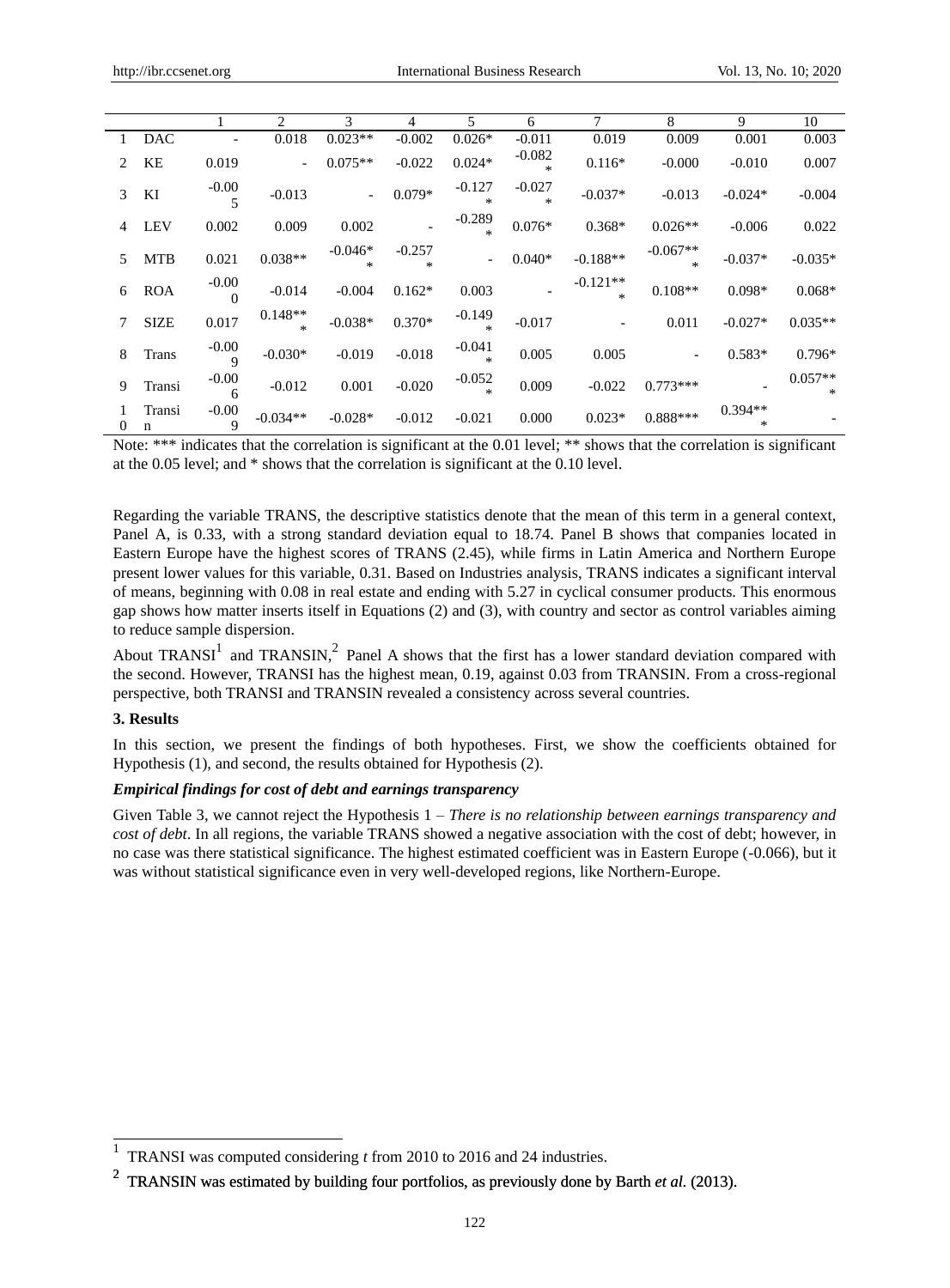| | | 1 | 2 | 3 | 4 | 5 | 6 | 7 | 8 | 9 | 10 |
|---|---|---|---|---|---|---|---|---|---|---|---|
| 1 | DAC | - | 0.018 | 0.023** | -0.002 | 0.026* | -0.011 | 0.019 | 0.009 | 0.001 | 0.003 |
| 2 | KE | 0.019 | - | 0.075** | -0.022 | 0.024* | -0.082* | 0.116* | -0.000 | -0.010 | 0.007 |
| 3 | KI | -0.005 | -0.013 | - | 0.079* | -0.127* | -0.027* | -0.037* | -0.013 | -0.024* | -0.004 |
| 4 | LEV | 0.002 | 0.009 | 0.002 | - | -0.289* | 0.076* | 0.368* | 0.026** | -0.006 | 0.022 |
| 5 | MTB | 0.021 | 0.038** | -0.046** | -0.257* | - | 0.040* | -0.188** | -0.067*** | -0.037* | -0.035* |
| 6 | ROA | -0.000 | -0.014 | -0.004 | 0.162* | 0.003 | - | -0.121*** | 0.108** | 0.098* | 0.068* |
| 7 | SIZE | 0.017 | 0.148*** | -0.038* | 0.370* | -0.149* | -0.017 | - | 0.011 | -0.027* | 0.035** |
| 8 | Trans | -0.009 | -0.030* | -0.019 | -0.018 | -0.041* | 0.005 | 0.005 | - | 0.583* | 0.796* |
| 9 | Transi | -0.006 | -0.012 | 0.001 | -0.020 | -0.052* | 0.009 | -0.022 | 0.773*** | - | 0.057*** |
| 10 | Transin | -0.009 | -0.034** | -0.028* | -0.012 | -0.021 | 0.000 | 0.023* | 0.888*** | 0.394*** | - |

Note: *** indicates that the correlation is significant at the 0.01 level; ** shows that the correlation is significant at the 0.05 level; and * shows that the correlation is significant at the 0.10 level.

Regarding the variable TRANS, the descriptive statistics denote that the mean of this term in a general context, Panel A, is 0.33, with a strong standard deviation equal to 18.74. Panel B shows that companies located in Eastern Europe have the highest scores of TRANS (2.45), while firms in Latin America and Northern Europe present lower values for this variable, 0.31. Based on Industries analysis, TRANS indicates a significant interval of means, beginning with 0.08 in real estate and ending with 5.27 in cyclical consumer products. This enormous gap shows how matter inserts itself in Equations (2) and (3), with country and sector as control variables aiming to reduce sample dispersion.

About TRANSI[1] and TRANSIN,[2] Panel A shows that the first has a lower standard deviation compared with the second. However, TRANSI has the highest mean, 0.19, against 0.03 from TRANSIN. From a cross-regional perspective, both TRANSI and TRANSIN revealed a consistency across several countries.

### 3. Results

In this section, we present the findings of both hypotheses. First, we show the coefficients obtained for Hypothesis (1), and second, the results obtained for Hypothesis (2).

#### *Empirical findings for cost of debt and earnings transparency*

Given Table 3, we cannot reject the Hypothesis 1 – *There is no relationship between earnings transparency and cost of debt*. In all regions, the variable TRANS showed a negative association with the cost of debt; however, in no case was there statistical significance. The highest estimated coefficient was in Eastern Europe (-0.066), but it was without statistical significance even in very well-developed regions, like Northern-Europe.

---

[1] TRANSI was computed considering *t* from 2010 to 2016 and 24 industries.

[2] TRANSIN was estimated by building four portfolios, as previously done by Barth *et al.* (2013).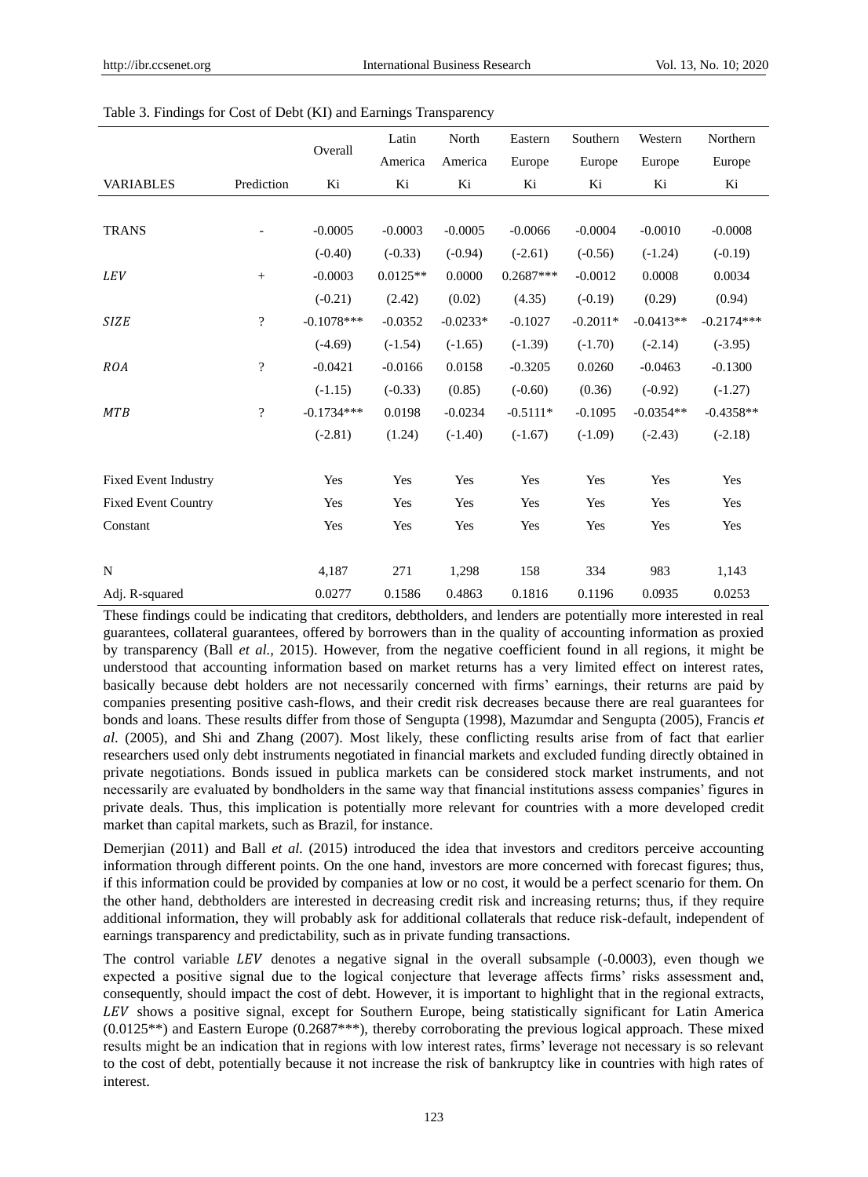Table 3. Findings for Cost of Debt (KI) and Earnings Transparency

| VARIABLES | Prediction | Overall Ki | Latin America Ki | North America Ki | Eastern Europe Ki | Southern Europe Ki | Western Europe Ki | Northern Europe Ki |
|---|---|---|---|---|---|---|---|---|
| TRANS | - | -0.0005 | -0.0003 | -0.0005 | -0.0066 | -0.0004 | -0.0010 | -0.0008 |
| | | (-0.40) | (-0.33) | (-0.94) | (-2.61) | (-0.56) | (-1.24) | (-0.19) |
| *LEV* | + | -0.0003 | 0.0125** | 0.0000 | 0.2687*** | -0.0012 | 0.0008 | 0.0034 |
| | | (-0.21) | (2.42) | (0.02) | (4.35) | (-0.19) | (0.29) | (0.94) |
| *SIZE* | ? | -0.1078*** | -0.0352 | -0.0233* | -0.1027 | -0.2011* | -0.0413** | -0.2174*** |
| | | (-4.69) | (-1.54) | (-1.65) | (-1.39) | (-1.70) | (-2.14) | (-3.95) |
| *ROA* | ? | -0.0421 | -0.0166 | 0.0158 | -0.3205 | 0.0260 | -0.0463 | -0.1300 |
| | | (-1.15) | (-0.33) | (0.85) | (-0.60) | (0.36) | (-0.92) | (-1.27) |
| *MTB* | ? | -0.1734*** | 0.0198 | -0.0234 | -0.5111* | -0.1095 | -0.0354** | -0.4358** |
| | | (-2.81) | (1.24) | (-1.40) | (-1.67) | (-1.09) | (-2.43) | (-2.18) |
| Fixed Event Industry | | Yes | Yes | Yes | Yes | Yes | Yes | Yes |
| Fixed Event Country | | Yes | Yes | Yes | Yes | Yes | Yes | Yes |
| Constant | | Yes | Yes | Yes | Yes | Yes | Yes | Yes |
| N | | 4,187 | 271 | 1,298 | 158 | 334 | 983 | 1,143 |
| Adj. R-squared | | 0.0277 | 0.1586 | 0.4863 | 0.1816 | 0.1196 | 0.0935 | 0.0253 |

These findings could be indicating that creditors, debtholders, and lenders are potentially more interested in real guarantees, collateral guarantees, offered by borrowers than in the quality of accounting information as proxied by transparency (Ball *et al.*, 2015). However, from the negative coefficient found in all regions, it might be understood that accounting information based on market returns has a very limited effect on interest rates, basically because debt holders are not necessarily concerned with firms' earnings, their returns are paid by companies presenting positive cash-flows, and their credit risk decreases because there are real guarantees for bonds and loans. These results differ from those of Sengupta (1998), Mazumdar and Sengupta (2005), Francis *et al*. (2005), and Shi and Zhang (2007). Most likely, these conflicting results arise from of fact that earlier researchers used only debt instruments negotiated in financial markets and excluded funding directly obtained in private negotiations. Bonds issued in publica markets can be considered stock market instruments, and not necessarily are evaluated by bondholders in the same way that financial institutions assess companies' figures in private deals. Thus, this implication is potentially more relevant for countries with a more developed credit market than capital markets, such as Brazil, for instance.

Demerjian (2011) and Ball *et al.* (2015) introduced the idea that investors and creditors perceive accounting information through different points. On the one hand, investors are more concerned with forecast figures; thus, if this information could be provided by companies at low or no cost, it would be a perfect scenario for them. On the other hand, debtholders are interested in decreasing credit risk and increasing returns; thus, if they require additional information, they will probably ask for additional collaterals that reduce risk-default, independent of earnings transparency and predictability, such as in private funding transactions.

The control variable *LEV* denotes a negative signal in the overall subsample (-0.0003), even though we expected a positive signal due to the logical conjecture that leverage affects firms' risks assessment and, consequently, should impact the cost of debt. However, it is important to highlight that in the regional extracts, *LEV* shows a positive signal, except for Southern Europe, being statistically significant for Latin America (0.0125**) and Eastern Europe (0.2687***), thereby corroborating the previous logical approach. These mixed results might be an indication that in regions with low interest rates, firms' leverage not necessary is so relevant to the cost of debt, potentially because it not increase the risk of bankruptcy like in countries with high rates of interest.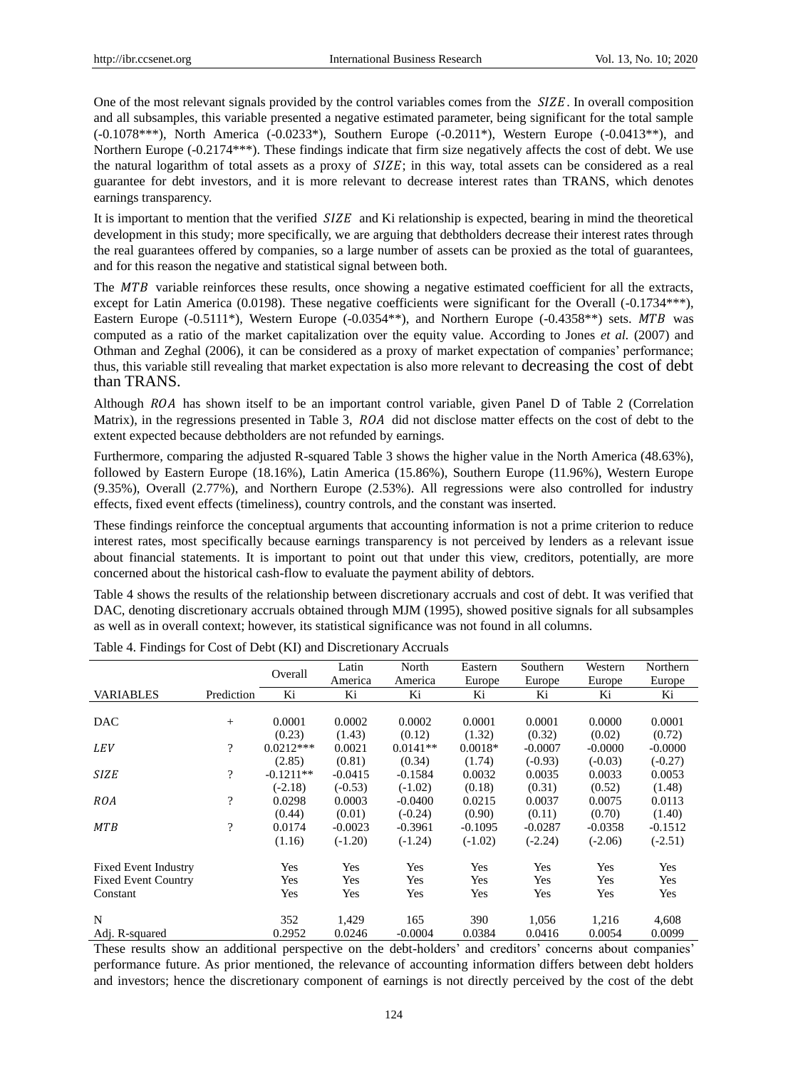One of the most relevant signals provided by the control variables comes from the $SIZE$. In overall composition and all subsamples, this variable presented a negative estimated parameter, being significant for the total sample (-0.1078***), North America (-0.0233*), Southern Europe (-0.2011*), Western Europe (-0.0413**), and Northern Europe (-0.2174***). These findings indicate that firm size negatively affects the cost of debt. We use the natural logarithm of total assets as a proxy of $SIZE$; in this way, total assets can be considered as a real guarantee for debt investors, and it is more relevant to decrease interest rates than TRANS, which denotes earnings transparency.

It is important to mention that the verified $SIZE$ and Ki relationship is expected, bearing in mind the theoretical development in this study; more specifically, we are arguing that debtholders decrease their interest rates through the real guarantees offered by companies, so a large number of assets can be proxied as the total of guarantees, and for this reason the negative and statistical signal between both.

The $MTB$ variable reinforces these results, once showing a negative estimated coefficient for all the extracts, except for Latin America (0.0198). These negative coefficients were significant for the Overall (-0.1734***), Eastern Europe (-0.5111*), Western Europe (-0.0354**), and Northern Europe (-0.4358**) sets. $MTB$ was computed as a ratio of the market capitalization over the equity value. According to Jones *et al.* (2007) and Othman and Zeghal (2006), it can be considered as a proxy of market expectation of companies' performance; thus, this variable still revealing that market expectation is also more relevant to decreasing the cost of debt than TRANS.

Although $ROA$ has shown itself to be an important control variable, given Panel D of Table 2 (Correlation Matrix), in the regressions presented in Table 3, $ROA$ did not disclose matter effects on the cost of debt to the extent expected because debtholders are not refunded by earnings.

Furthermore, comparing the adjusted R-squared Table 3 shows the higher value in the North America (48.63%), followed by Eastern Europe (18.16%), Latin America (15.86%), Southern Europe (11.96%), Western Europe (9.35%), Overall (2.77%), and Northern Europe (2.53%). All regressions were also controlled for industry effects, fixed event effects (timeliness), country controls, and the constant was inserted.

These findings reinforce the conceptual arguments that accounting information is not a prime criterion to reduce interest rates, most specifically because earnings transparency is not perceived by lenders as a relevant issue about financial statements. It is important to point out that under this view, creditors, potentially, are more concerned about the historical cash-flow to evaluate the payment ability of debtors.

Table 4 shows the results of the relationship between discretionary accruals and cost of debt. It was verified that DAC, denoting discretionary accruals obtained through MJM (1995), showed positive signals for all subsamples as well as in overall context; however, its statistical significance was not found in all columns.

Table 4. Findings for Cost of Debt (KI) and Discretionary Accruals

| | | Overall | Latin America | North America | Eastern Europe | Southern Europe | Western Europe | Northern Europe |
|---|---|---|---|---|---|---|---|---|
| VARIABLES | Prediction | Ki | Ki | Ki | Ki | Ki | Ki | Ki |
| DAC | + | 0.0001 | 0.0002 | 0.0002 | 0.0001 | 0.0001 | 0.0000 | 0.0001 |
| | | (0.23) | (1.43) | (0.12) | (1.32) | (0.32) | (0.02) | (0.72) |
| *LEV* | ? | 0.0212*** | 0.0021 | 0.0141** | 0.0018* | -0.0007 | -0.0000 | -0.0000 |
| | | (2.85) | (0.81) | (0.34) | (1.74) | (-0.93) | (-0.03) | (-0.27) |
| *SIZE* | ? | -0.1211** | -0.0415 | -0.1584 | 0.0032 | 0.0035 | 0.0033 | 0.0053 |
| | | (-2.18) | (-0.53) | (-1.02) | (0.18) | (0.31) | (0.52) | (1.48) |
| *ROA* | ? | 0.0298 | 0.0003 | -0.0400 | 0.0215 | 0.0037 | 0.0075 | 0.0113 |
| | | (0.44) | (0.01) | (-0.24) | (0.90) | (0.11) | (0.70) | (1.40) |
| *MTB* | ? | 0.0174 | -0.0023 | -0.3961 | -0.1095 | -0.0287 | -0.0358 | -0.1512 |
| | | (1.16) | (-1.20) | (-1.24) | (-1.02) | (-2.24) | (-2.06) | (-2.51) |
| Fixed Event Industry | | Yes | Yes | Yes | Yes | Yes | Yes | Yes |
| Fixed Event Country | | Yes | Yes | Yes | Yes | Yes | Yes | Yes |
| Constant | | Yes | Yes | Yes | Yes | Yes | Yes | Yes |
| N | | 352 | 1,429 | 165 | 390 | 1,056 | 1,216 | 4,608 |
| Adj. R-squared | | 0.2952 | 0.0246 | -0.0004 | 0.0384 | 0.0416 | 0.0054 | 0.0099 |

These results show an additional perspective on the debt-holders' and creditors' concerns about companies' performance future. As prior mentioned, the relevance of accounting information differs between debt holders and investors; hence the discretionary component of earnings is not directly perceived by the cost of the debt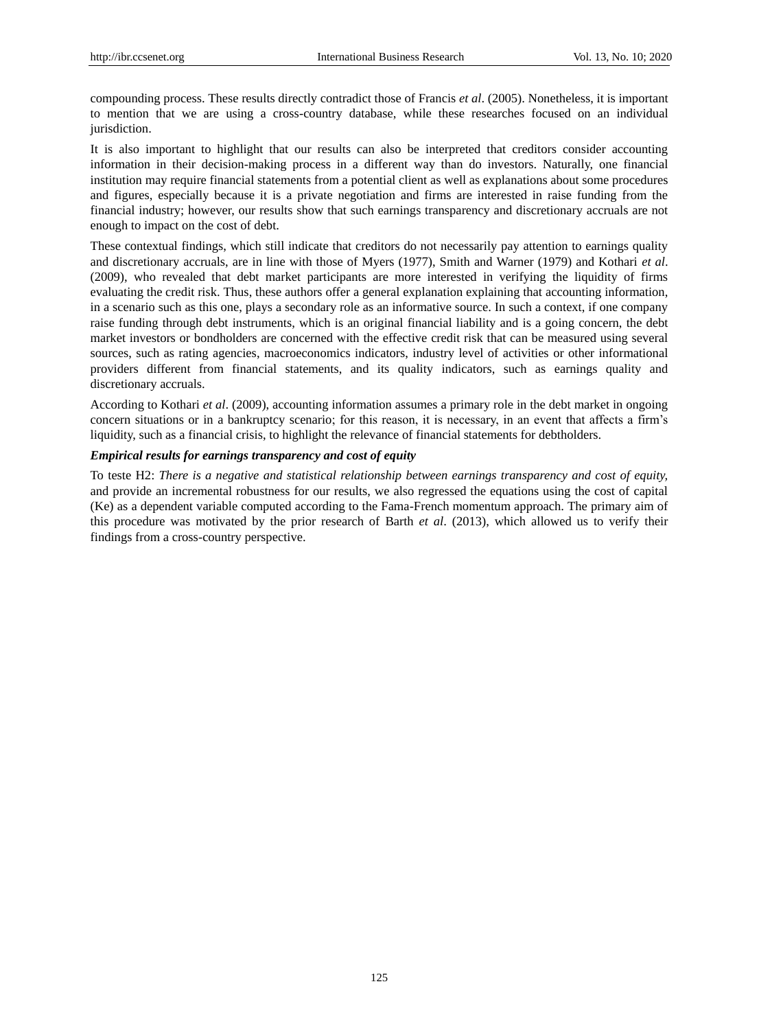compounding process. These results directly contradict those of Francis *et al*. (2005). Nonetheless, it is important to mention that we are using a cross-country database, while these researches focused on an individual jurisdiction.

It is also important to highlight that our results can also be interpreted that creditors consider accounting information in their decision-making process in a different way than do investors. Naturally, one financial institution may require financial statements from a potential client as well as explanations about some procedures and figures, especially because it is a private negotiation and firms are interested in raise funding from the financial industry; however, our results show that such earnings transparency and discretionary accruals are not enough to impact on the cost of debt.

These contextual findings, which still indicate that creditors do not necessarily pay attention to earnings quality and discretionary accruals, are in line with those of Myers (1977), Smith and Warner (1979) and Kothari *et al*. (2009), who revealed that debt market participants are more interested in verifying the liquidity of firms evaluating the credit risk. Thus, these authors offer a general explanation explaining that accounting information, in a scenario such as this one, plays a secondary role as an informative source. In such a context, if one company raise funding through debt instruments, which is an original financial liability and is a going concern, the debt market investors or bondholders are concerned with the effective credit risk that can be measured using several sources, such as rating agencies, macroeconomics indicators, industry level of activities or other informational providers different from financial statements, and its quality indicators, such as earnings quality and discretionary accruals.

According to Kothari *et al*. (2009), accounting information assumes a primary role in the debt market in ongoing concern situations or in a bankruptcy scenario; for this reason, it is necessary, in an event that affects a firm's liquidity, such as a financial crisis, to highlight the relevance of financial statements for debtholders.

***Empirical results for earnings transparency and cost of equity***

To teste H2: *There is a negative and statistical relationship between earnings transparency and cost of equity,* and provide an incremental robustness for our results, we also regressed the equations using the cost of capital (Ke) as a dependent variable computed according to the Fama-French momentum approach. The primary aim of this procedure was motivated by the prior research of Barth *et al*. (2013), which allowed us to verify their findings from a cross-country perspective.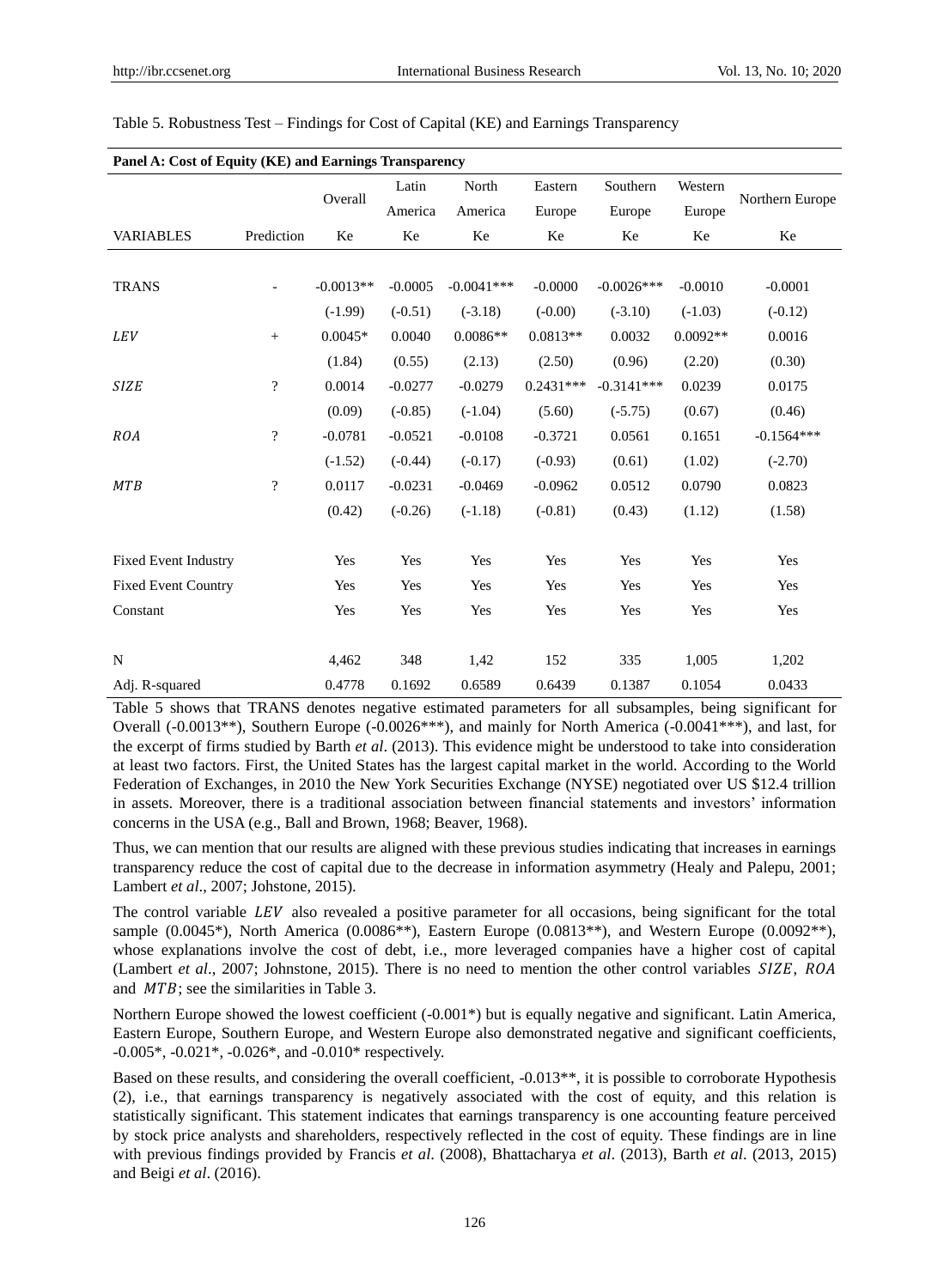Table 5. Robustness Test – Findings for Cost of Capital (KE) and Earnings Transparency

| **Panel A: Cost of Equity (KE) and Earnings Transparency** | | | | | | | | |
|---|---|---|---|---|---|---|---|---|
| | | Overall | Latin America | North America | Eastern Europe | Southern Europe | Western Europe | Northern Europe |
| VARIABLES | Prediction | Ke | Ke | Ke | Ke | Ke | Ke | Ke |
| TRANS | - | -0.0013** | -0.0005 | -0.0041*** | -0.0000 | -0.0026*** | -0.0010 | -0.0001 |
| | | (-1.99) | (-0.51) | (-3.18) | (-0.00) | (-3.10) | (-1.03) | (-0.12) |
| $LEV$ | + | 0.0045* | 0.0040 | 0.0086** | 0.0813** | 0.0032 | 0.0092** | 0.0016 |
| | | (1.84) | (0.55) | (2.13) | (2.50) | (0.96) | (2.20) | (0.30) |
| $SIZE$ | ? | 0.0014 | -0.0277 | -0.0279 | 0.2431*** | -0.3141*** | 0.0239 | 0.0175 |
| | | (0.09) | (-0.85) | (-1.04) | (5.60) | (-5.75) | (0.67) | (0.46) |
| $ROA$ | ? | -0.0781 | -0.0521 | -0.0108 | -0.3721 | 0.0561 | 0.1651 | -0.1564*** |
| | | (-1.52) | (-0.44) | (-0.17) | (-0.93) | (0.61) | (1.02) | (-2.70) |
| $MTB$ | ? | 0.0117 | -0.0231 | -0.0469 | -0.0962 | 0.0512 | 0.0790 | 0.0823 |
| | | (0.42) | (-0.26) | (-1.18) | (-0.81) | (0.43) | (1.12) | (1.58) |
| Fixed Event Industry | | Yes | Yes | Yes | Yes | Yes | Yes | Yes |
| Fixed Event Country | | Yes | Yes | Yes | Yes | Yes | Yes | Yes |
| Constant | | Yes | Yes | Yes | Yes | Yes | Yes | Yes |
| N | | 4,462 | 348 | 1,42 | 152 | 335 | 1,005 | 1,202 |
| Adj. R-squared | | 0.4778 | 0.1692 | 0.6589 | 0.6439 | 0.1387 | 0.1054 | 0.0433 |

Table 5 shows that TRANS denotes negative estimated parameters for all subsamples, being significant for Overall (-0.0013**), Southern Europe (-0.0026***), and mainly for North America (-0.0041***), and last, for the excerpt of firms studied by Barth *et al*. (2013). This evidence might be understood to take into consideration at least two factors. First, the United States has the largest capital market in the world. According to the World Federation of Exchanges, in 2010 the New York Securities Exchange (NYSE) negotiated over US $12.4 trillion in assets. Moreover, there is a traditional association between financial statements and investors' information concerns in the USA (e.g., Ball and Brown, 1968; Beaver, 1968).

Thus, we can mention that our results are aligned with these previous studies indicating that increases in earnings transparency reduce the cost of capital due to the decrease in information asymmetry (Healy and Palepu, 2001; Lambert *et al*., 2007; Johstone, 2015).

The control variable $LEV$ also revealed a positive parameter for all occasions, being significant for the total sample (0.0045*), North America (0.0086**), Eastern Europe (0.0813**), and Western Europe (0.0092**), whose explanations involve the cost of debt, i.e., more leveraged companies have a higher cost of capital (Lambert *et al*., 2007; Johnstone, 2015). There is no need to mention the other control variables $SIZE$, $ROA$ and $MTB$; see the similarities in Table 3.

Northern Europe showed the lowest coefficient (-0.001*) but is equally negative and significant. Latin America, Eastern Europe, Southern Europe, and Western Europe also demonstrated negative and significant coefficients, -0.005*, -0.021*, -0.026*, and -0.010* respectively.

Based on these results, and considering the overall coefficient, -0.013**, it is possible to corroborate Hypothesis (2), i.e., that earnings transparency is negatively associated with the cost of equity, and this relation is statistically significant. This statement indicates that earnings transparency is one accounting feature perceived by stock price analysts and shareholders, respectively reflected in the cost of equity. These findings are in line with previous findings provided by Francis *et al*. (2008), Bhattacharya *et al*. (2013), Barth *et al*. (2013, 2015) and Beigi *et al*. (2016).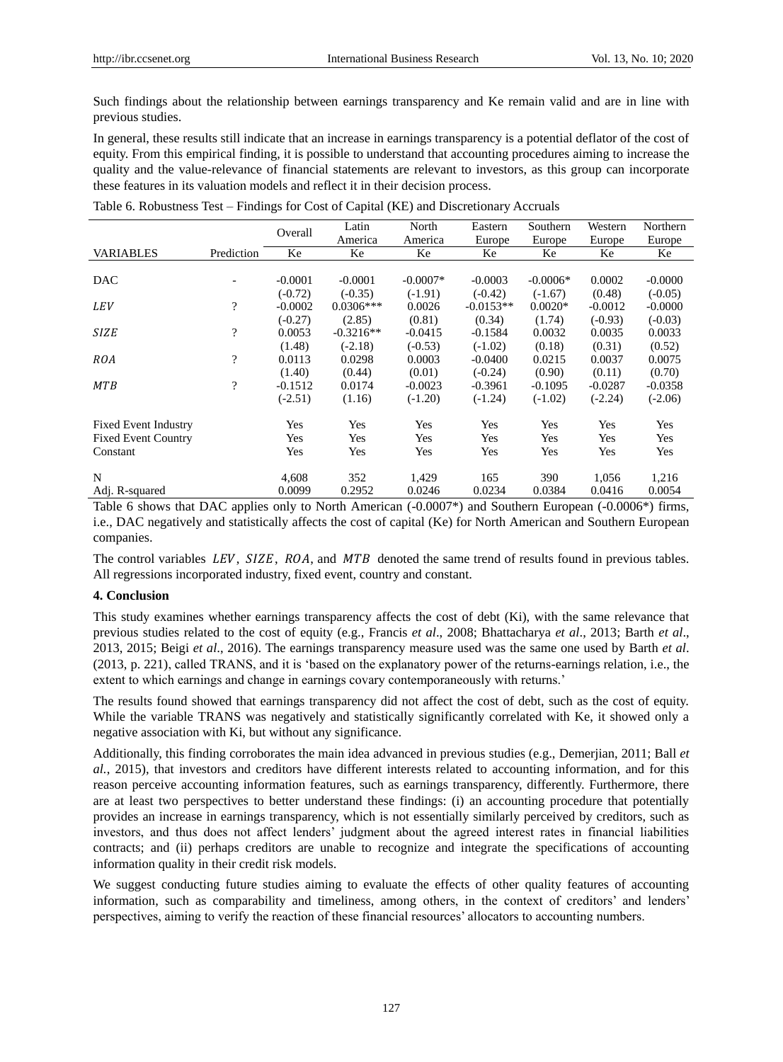Such findings about the relationship between earnings transparency and Ke remain valid and are in line with previous studies.

In general, these results still indicate that an increase in earnings transparency is a potential deflator of the cost of equity. From this empirical finding, it is possible to understand that accounting procedures aiming to increase the quality and the value-relevance of financial statements are relevant to investors, as this group can incorporate these features in its valuation models and reflect it in their decision process.

Table 6. Robustness Test – Findings for Cost of Capital (KE) and Discretionary Accruals

| | | Overall | Latin America | North America | Eastern Europe | Southern Europe | Western Europe | Northern Europe |
|---|---|---|---|---|---|---|---|---|
| VARIABLES | Prediction | Ke | Ke | Ke | Ke | Ke | Ke | Ke |
| DAC | - | -0.0001 | -0.0001 | -0.0007* | -0.0003 | -0.0006* | 0.0002 | -0.0000 |
| | | (-0.72) | (-0.35) | (-1.91) | (-0.42) | (-1.67) | (0.48) | (-0.05) |
| *LEV* | ? | -0.0002 | 0.0306*** | 0.0026 | -0.0153** | 0.0020* | -0.0012 | -0.0000 |
| | | (-0.27) | (2.85) | (0.81) | (0.34) | (1.74) | (-0.93) | (-0.03) |
| *SIZE* | ? | 0.0053 | -0.3216** | -0.0415 | -0.1584 | 0.0032 | 0.0035 | 0.0033 |
| | | (1.48) | (-2.18) | (-0.53) | (-1.02) | (0.18) | (0.31) | (0.52) |
| *ROA* | ? | 0.0113 | 0.0298 | 0.0003 | -0.0400 | 0.0215 | 0.0037 | 0.0075 |
| | | (1.40) | (0.44) | (0.01) | (-0.24) | (0.90) | (0.11) | (0.70) |
| *MTB* | ? | -0.1512 | 0.0174 | -0.0023 | -0.3961 | -0.1095 | -0.0287 | -0.0358 |
| | | (-2.51) | (1.16) | (-1.20) | (-1.24) | (-1.02) | (-2.24) | (-2.06) |
| Fixed Event Industry | | Yes | Yes | Yes | Yes | Yes | Yes | Yes |
| Fixed Event Country | | Yes | Yes | Yes | Yes | Yes | Yes | Yes |
| Constant | | Yes | Yes | Yes | Yes | Yes | Yes | Yes |
| N | | 4,608 | 352 | 1,429 | 165 | 390 | 1,056 | 1,216 |
| Adj. R-squared | | 0.0099 | 0.2952 | 0.0246 | 0.0234 | 0.0384 | 0.0416 | 0.0054 |

Table 6 shows that DAC applies only to North American (-0.0007*) and Southern European (-0.0006*) firms, i.e., DAC negatively and statistically affects the cost of capital (Ke) for North American and Southern European companies.

The control variables *LEV*, *SIZE*, *ROA*, and *MTB* denoted the same trend of results found in previous tables. All regressions incorporated industry, fixed event, country and constant.

**4. Conclusion**

This study examines whether earnings transparency affects the cost of debt (Ki), with the same relevance that previous studies related to the cost of equity (e.g., Francis *et al*., 2008; Bhattacharya *et al*., 2013; Barth *et al*., 2013, 2015; Beigi *et al*., 2016). The earnings transparency measure used was the same one used by Barth *et al*. (2013, p. 221), called TRANS, and it is 'based on the explanatory power of the returns-earnings relation, i.e., the extent to which earnings and change in earnings covary contemporaneously with returns.'

The results found showed that earnings transparency did not affect the cost of debt, such as the cost of equity. While the variable TRANS was negatively and statistically significantly correlated with Ke, it showed only a negative association with Ki, but without any significance.

Additionally, this finding corroborates the main idea advanced in previous studies (e.g., Demerjian, 2011; Ball *et al.*, 2015), that investors and creditors have different interests related to accounting information, and for this reason perceive accounting information features, such as earnings transparency, differently. Furthermore, there are at least two perspectives to better understand these findings: (i) an accounting procedure that potentially provides an increase in earnings transparency, which is not essentially similarly perceived by creditors, such as investors, and thus does not affect lenders' judgment about the agreed interest rates in financial liabilities contracts; and (ii) perhaps creditors are unable to recognize and integrate the specifications of accounting information quality in their credit risk models.

We suggest conducting future studies aiming to evaluate the effects of other quality features of accounting information, such as comparability and timeliness, among others, in the context of creditors' and lenders' perspectives, aiming to verify the reaction of these financial resources' allocators to accounting numbers.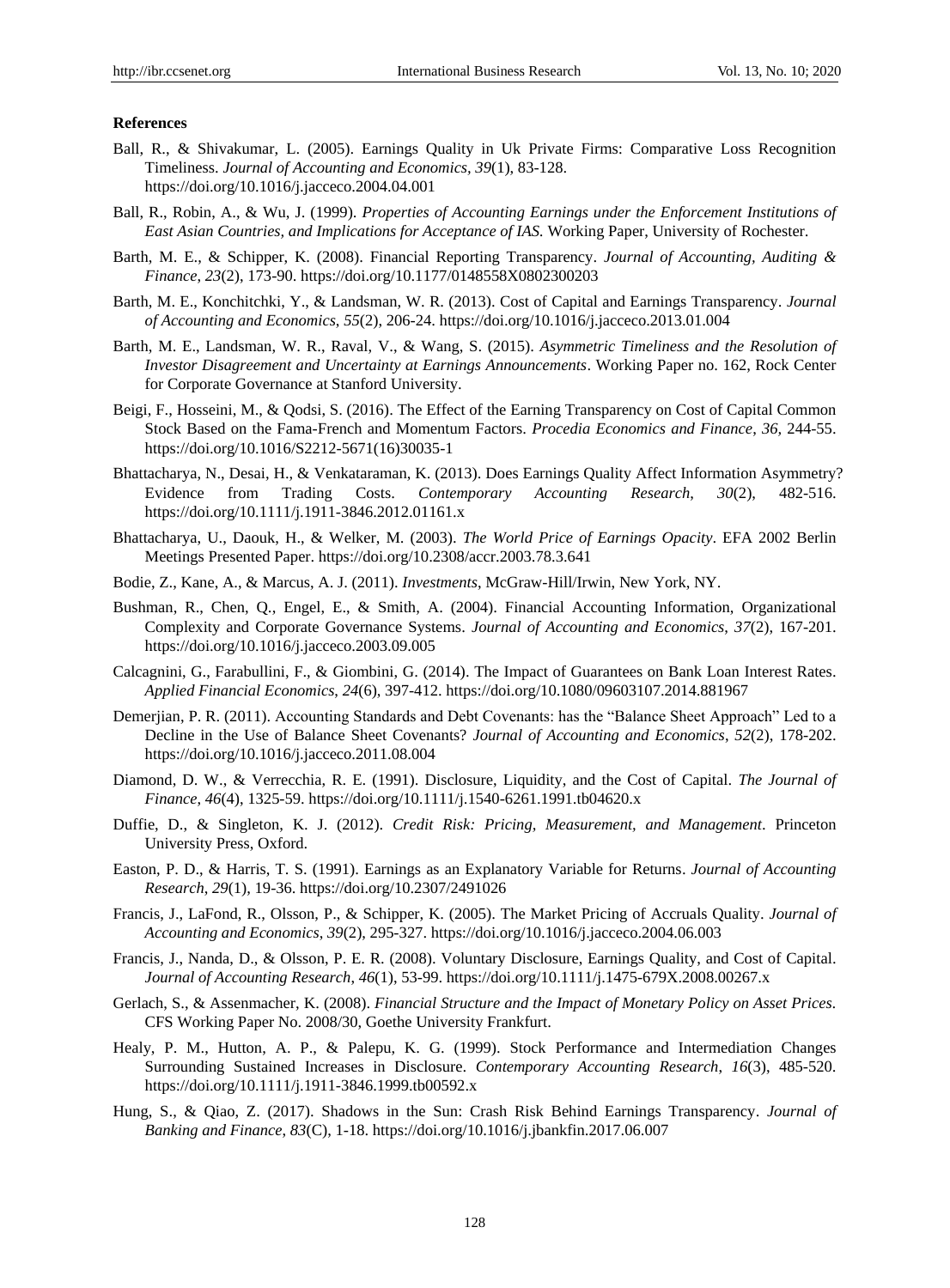**References**

Ball, R., & Shivakumar, L. (2005). Earnings Quality in Uk Private Firms: Comparative Loss Recognition Timeliness. *Journal of Accounting and Economics, 39*(1), 83-128. https://doi.org/10.1016/j.jacceco.2004.04.001

Ball, R., Robin, A., & Wu, J. (1999). *Properties of Accounting Earnings under the Enforcement Institutions of East Asian Countries, and Implications for Acceptance of IAS.* Working Paper, University of Rochester.

Barth, M. E., & Schipper, K. (2008). Financial Reporting Transparency. *Journal of Accounting, Auditing & Finance, 23*(2), 173-90. https://doi.org/10.1177/0148558X0802300203

Barth, M. E., Konchitchki, Y., & Landsman, W. R. (2013). Cost of Capital and Earnings Transparency. *Journal of Accounting and Economics, 55*(2), 206-24. https://doi.org/10.1016/j.jacceco.2013.01.004

Barth, M. E., Landsman, W. R., Raval, V., & Wang, S. (2015). *Asymmetric Timeliness and the Resolution of Investor Disagreement and Uncertainty at Earnings Announcements*. Working Paper no. 162, Rock Center for Corporate Governance at Stanford University.

Beigi, F., Hosseini, M., & Qodsi, S. (2016). The Effect of the Earning Transparency on Cost of Capital Common Stock Based on the Fama-French and Momentum Factors. *Procedia Economics and Finance*, *36*, 244-55. https://doi.org/10.1016/S2212-5671(16)30035-1

Bhattacharya, N., Desai, H., & Venkataraman, K. (2013). Does Earnings Quality Affect Information Asymmetry? Evidence from Trading Costs. *Contemporary Accounting Research*, *30*(2), 482-516. https://doi.org/10.1111/j.1911-3846.2012.01161.x

Bhattacharya, U., Daouk, H., & Welker, M. (2003). *The World Price of Earnings Opacity*. EFA 2002 Berlin Meetings Presented Paper. https://doi.org/10.2308/accr.2003.78.3.641

Bodie, Z., Kane, A., & Marcus, A. J. (2011). *Investments*, McGraw-Hill/Irwin, New York, NY.

Bushman, R., Chen, Q., Engel, E., & Smith, A. (2004). Financial Accounting Information, Organizational Complexity and Corporate Governance Systems. *Journal of Accounting and Economics*, *37*(2), 167-201. https://doi.org/10.1016/j.jacceco.2003.09.005

Calcagnini, G., Farabullini, F., & Giombini, G. (2014). The Impact of Guarantees on Bank Loan Interest Rates. *Applied Financial Economics*, *24*(6), 397-412. https://doi.org/10.1080/09603107.2014.881967

Demerjian, P. R. (2011). Accounting Standards and Debt Covenants: has the "Balance Sheet Approach" Led to a Decline in the Use of Balance Sheet Covenants? *Journal of Accounting and Economics*, *52*(2), 178-202. https://doi.org/10.1016/j.jacceco.2011.08.004

Diamond, D. W., & Verrecchia, R. E. (1991). Disclosure, Liquidity, and the Cost of Capital. *The Journal of Finance*, *46*(4), 1325-59. https://doi.org/10.1111/j.1540-6261.1991.tb04620.x

Duffie, D., & Singleton, K. J. (2012). *Credit Risk: Pricing, Measurement, and Management*. Princeton University Press, Oxford.

Easton, P. D., & Harris, T. S. (1991). Earnings as an Explanatory Variable for Returns. *Journal of Accounting Research*, *29*(1), 19-36. https://doi.org/10.2307/2491026

Francis, J., LaFond, R., Olsson, P., & Schipper, K. (2005). The Market Pricing of Accruals Quality. *Journal of Accounting and Economics*, *39*(2), 295-327. https://doi.org/10.1016/j.jacceco.2004.06.003

Francis, J., Nanda, D., & Olsson, P. E. R. (2008). Voluntary Disclosure, Earnings Quality, and Cost of Capital. *Journal of Accounting Research*, *46*(1), 53-99. https://doi.org/10.1111/j.1475-679X.2008.00267.x

Gerlach, S., & Assenmacher, K. (2008). *Financial Structure and the Impact of Monetary Policy on Asset Prices.* CFS Working Paper No. 2008/30, Goethe University Frankfurt.

Healy, P. M., Hutton, A. P., & Palepu, K. G. (1999). Stock Performance and Intermediation Changes Surrounding Sustained Increases in Disclosure. *Contemporary Accounting Research*, *16*(3), 485-520. https://doi.org/10.1111/j.1911-3846.1999.tb00592.x

Hung, S., & Qiao, Z. (2017). Shadows in the Sun: Crash Risk Behind Earnings Transparency. *Journal of Banking and Finance*, *83*(C), 1-18. https://doi.org/10.1016/j.jbankfin.2017.06.007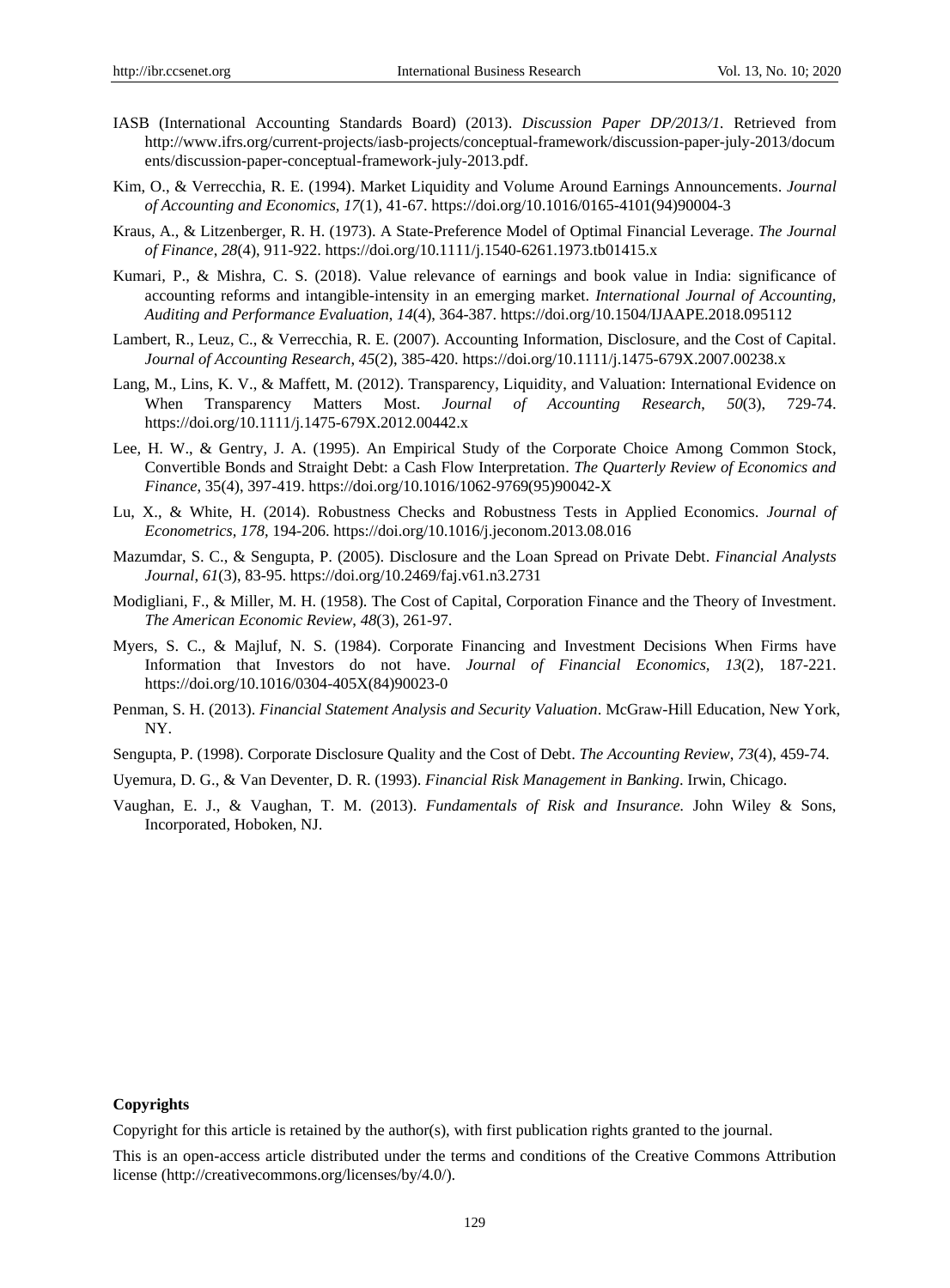IASB (International Accounting Standards Board) (2013). *Discussion Paper DP/2013/1.* Retrieved from http://www.ifrs.org/current-projects/iasb-projects/conceptual-framework/discussion-paper-july-2013/documents/discussion-paper-conceptual-framework-july-2013.pdf.

Kim, O., & Verrecchia, R. E. (1994). Market Liquidity and Volume Around Earnings Announcements. *Journal of Accounting and Economics*, *17*(1), 41-67. https://doi.org/10.1016/0165-4101(94)90004-3

Kraus, A., & Litzenberger, R. H. (1973). A State-Preference Model of Optimal Financial Leverage. *The Journal of Finance*, *28*(4), 911-922. https://doi.org/10.1111/j.1540-6261.1973.tb01415.x

Kumari, P., & Mishra, C. S. (2018). Value relevance of earnings and book value in India: significance of accounting reforms and intangible-intensity in an emerging market. *International Journal of Accounting, Auditing and Performance Evaluation*, *14*(4), 364-387. https://doi.org/10.1504/IJAAPE.2018.095112

Lambert, R., Leuz, C., & Verrecchia, R. E. (2007). Accounting Information, Disclosure, and the Cost of Capital. *Journal of Accounting Research*, *45*(2), 385-420. https://doi.org/10.1111/j.1475-679X.2007.00238.x

Lang, M., Lins, K. V., & Maffett, M. (2012). Transparency, Liquidity, and Valuation: International Evidence on When Transparency Matters Most. *Journal of Accounting Research*, *50*(3), 729-74. https://doi.org/10.1111/j.1475-679X.2012.00442.x

Lee, H. W., & Gentry, J. A. (1995). An Empirical Study of the Corporate Choice Among Common Stock, Convertible Bonds and Straight Debt: a Cash Flow Interpretation. *The Quarterly Review of Economics and Finance*, 35(4), 397-419. https://doi.org/10.1016/1062-9769(95)90042-X

Lu, X., & White, H. (2014). Robustness Checks and Robustness Tests in Applied Economics. *Journal of Econometrics, 178*, 194-206. https://doi.org/10.1016/j.jeconom.2013.08.016

Mazumdar, S. C., & Sengupta, P. (2005). Disclosure and the Loan Spread on Private Debt. *Financial Analysts Journal*, *61*(3), 83-95. https://doi.org/10.2469/faj.v61.n3.2731

Modigliani, F., & Miller, M. H. (1958). The Cost of Capital, Corporation Finance and the Theory of Investment. *The American Economic Review*, *48*(3), 261-97.

Myers, S. C., & Majluf, N. S. (1984). Corporate Financing and Investment Decisions When Firms have Information that Investors do not have. *Journal of Financial Economics, 13*(2), 187-221. https://doi.org/10.1016/0304-405X(84)90023-0

Penman, S. H. (2013). *Financial Statement Analysis and Security Valuation*. McGraw-Hill Education, New York, NY.

Sengupta, P. (1998). Corporate Disclosure Quality and the Cost of Debt. *The Accounting Review*, *73*(4), 459-74.

Uyemura, D. G., & Van Deventer, D. R. (1993). *Financial Risk Management in Banking*. Irwin, Chicago.

Vaughan, E. J., & Vaughan, T. M. (2013). *Fundamentals of Risk and Insurance.* John Wiley & Sons, Incorporated, Hoboken, NJ.

**Copyrights**

Copyright for this article is retained by the author(s), with first publication rights granted to the journal.

This is an open-access article distributed under the terms and conditions of the Creative Commons Attribution license (http://creativecommons.org/licenses/by/4.0/).